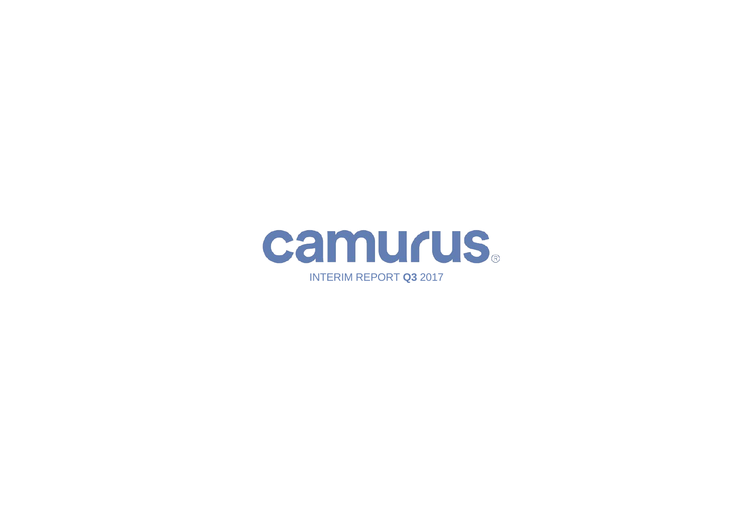# camurus®

INTERIM REPORT **Q3** 2017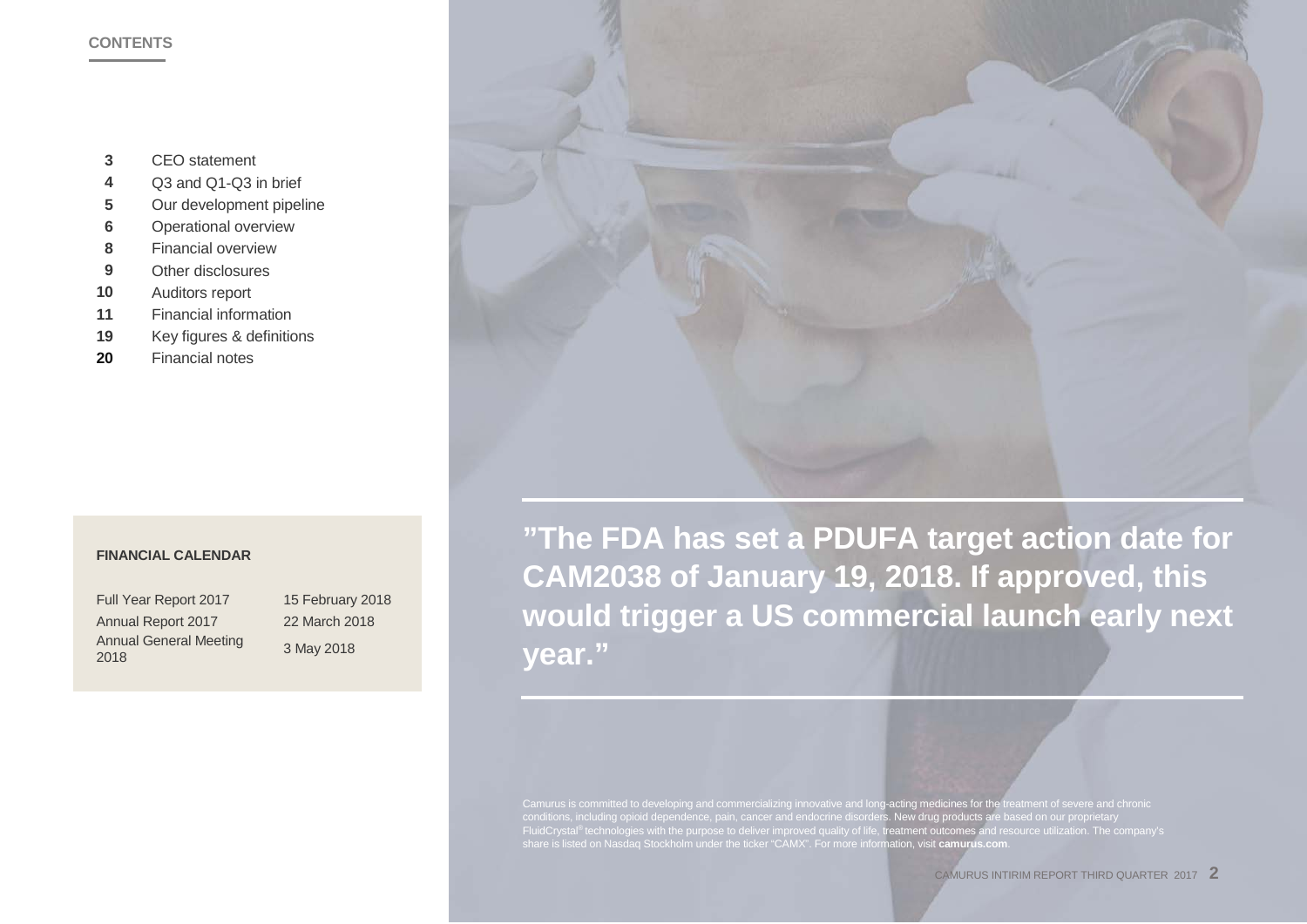## CONTENTS

| | |
|---|---|
| 3 | CEO statement |
| 4 | Q3 and Q1-Q3 in brief |
| 5 | Our development pipeline |
| 6 | Operational overview |
| 8 | Financial overview |
| 9 | Other disclosures |
| 10 | Auditors report |
| 11 | Financial information |
| 19 | Key figures & definitions |
| 20 | Financial notes |

**FINANCIAL CALENDAR**

| | |
|---|---|
| Full Year Report 2017 | 15 February 2018 |
| Annual Report 2017 | 22 March 2018 |
| Annual General Meeting 2018 | 3 May 2018 |

**"The FDA has set a PDUFA target action date for CAM2038 of January 19, 2018. If approved, this would trigger a US commercial launch early next year."**

Camurus is committed to developing and commercializing innovative and long-acting medicines for the treatment of severe and chronic conditions, including opioid dependence, pain, cancer and endocrine disorders. New drug products are based on our proprietary FluidCrystal® technologies with the purpose to deliver improved quality of life, treatment outcomes and resource utilization. The company's share is listed on Nasdaq Stockholm under the ticker "CAMX". For more information, visit **camurus.com**.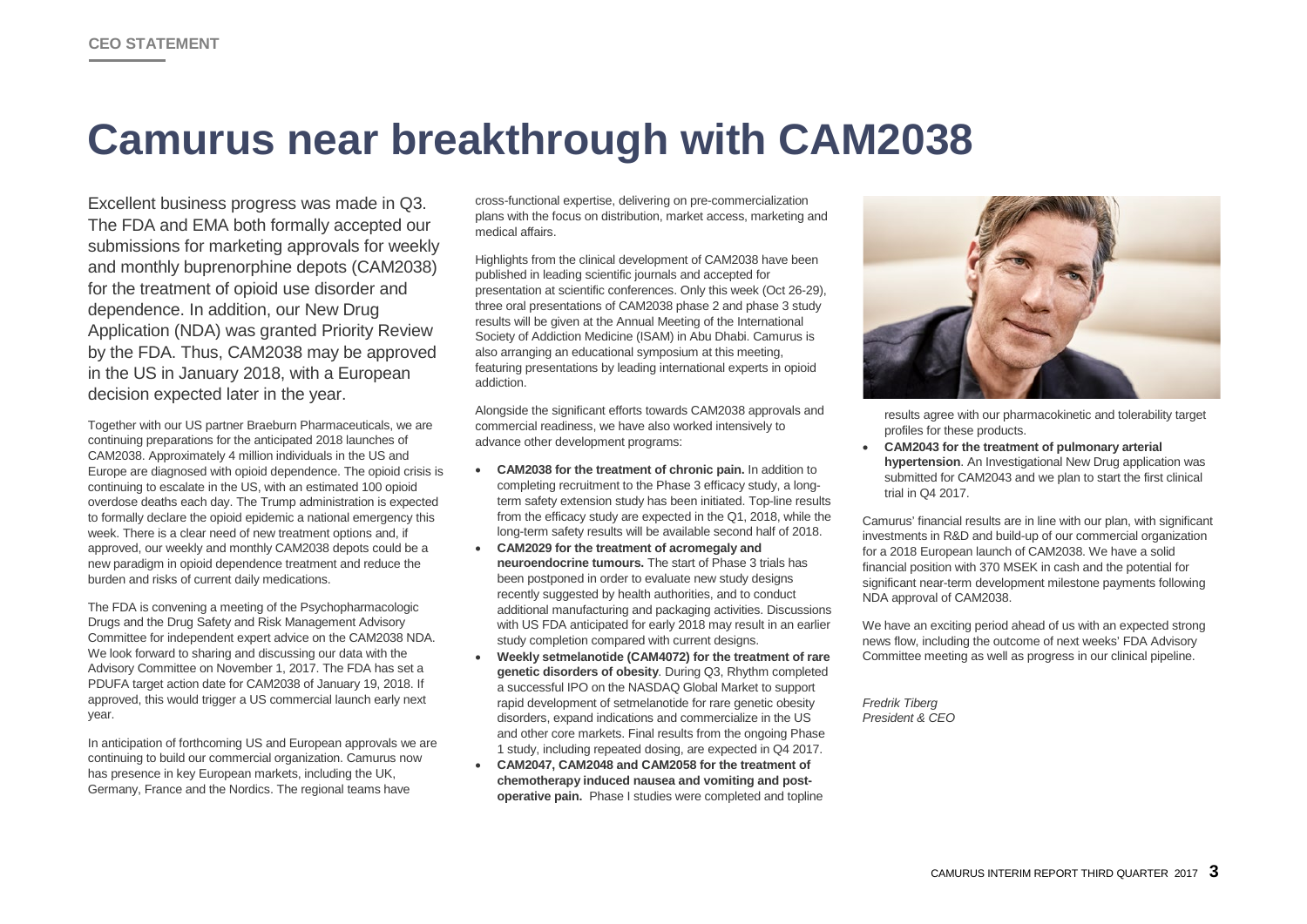CEO STATEMENT

# Camurus near breakthrough with CAM2038

Excellent business progress was made in Q3. The FDA and EMA both formally accepted our submissions for marketing approvals for weekly and monthly buprenorphine depots (CAM2038) for the treatment of opioid use disorder and dependence. In addition, our New Drug Application (NDA) was granted Priority Review by the FDA. Thus, CAM2038 may be approved in the US in January 2018, with a European decision expected later in the year.

Together with our US partner Braeburn Pharmaceuticals, we are continuing preparations for the anticipated 2018 launches of CAM2038. Approximately 4 million individuals in the US and Europe are diagnosed with opioid dependence. The opioid crisis is continuing to escalate in the US, with an estimated 100 opioid overdose deaths each day. The Trump administration is expected to formally declare the opioid epidemic a national emergency this week. There is a clear need of new treatment options and, if approved, our weekly and monthly CAM2038 depots could be a new paradigm in opioid dependence treatment and reduce the burden and risks of current daily medications.

The FDA is convening a meeting of the Psychopharmacologic Drugs and the Drug Safety and Risk Management Advisory Committee for independent expert advice on the CAM2038 NDA. We look forward to sharing and discussing our data with the Advisory Committee on November 1, 2017. The FDA has set a PDUFA target action date for CAM2038 of January 19, 2018. If approved, this would trigger a US commercial launch early next year.

In anticipation of forthcoming US and European approvals we are continuing to build our commercial organization. Camurus now has presence in key European markets, including the UK, Germany, France and the Nordics. The regional teams have cross-functional expertise, delivering on pre-commercialization plans with the focus on distribution, market access, marketing and medical affairs.

Highlights from the clinical development of CAM2038 have been published in leading scientific journals and accepted for presentation at scientific conferences. Only this week (Oct 26-29), three oral presentations of CAM2038 phase 2 and phase 3 study results will be given at the Annual Meeting of the International Society of Addiction Medicine (ISAM) in Abu Dhabi. Camurus is also arranging an educational symposium at this meeting, featuring presentations by leading international experts in opioid addiction.

Alongside the significant efforts towards CAM2038 approvals and commercial readiness, we have also worked intensively to advance other development programs:

- **CAM2038 for the treatment of chronic pain.** In addition to completing recruitment to the Phase 3 efficacy study, a long-term safety extension study has been initiated. Top-line results from the efficacy study are expected in the Q1, 2018, while the long-term safety results will be available second half of 2018.
- **CAM2029 for the treatment of acromegaly and neuroendocrine tumours.** The start of Phase 3 trials has been postponed in order to evaluate new study designs recently suggested by health authorities, and to conduct additional manufacturing and packaging activities. Discussions with US FDA anticipated for early 2018 may result in an earlier study completion compared with current designs.
- **Weekly setmelanotide (CAM4072) for the treatment of rare genetic disorders of obesity**. During Q3, Rhythm completed a successful IPO on the NASDAQ Global Market to support rapid development of setmelanotide for rare genetic obesity disorders, expand indications and commercialize in the US and other core markets. Final results from the ongoing Phase 1 study, including repeated dosing, are expected in Q4 2017.
- **CAM2047, CAM2048 and CAM2058 for the treatment of chemotherapy induced nausea and vomiting and post-operative pain.** Phase I studies were completed and topline results agree with our pharmacokinetic and tolerability target profiles for these products.
- **CAM2043 for the treatment of pulmonary arterial hypertension**. An Investigational New Drug application was submitted for CAM2043 and we plan to start the first clinical trial in Q4 2017.

Camurus' financial results are in line with our plan, with significant investments in R&D and build-up of our commercial organization for a 2018 European launch of CAM2038. We have a solid financial position with 370 MSEK in cash and the potential for significant near-term development milestone payments following NDA approval of CAM2038.

We have an exciting period ahead of us with an expected strong news flow, including the outcome of next weeks' FDA Advisory Committee meeting as well as progress in our clinical pipeline.

*Fredrik Tiberg*
*President & CEO*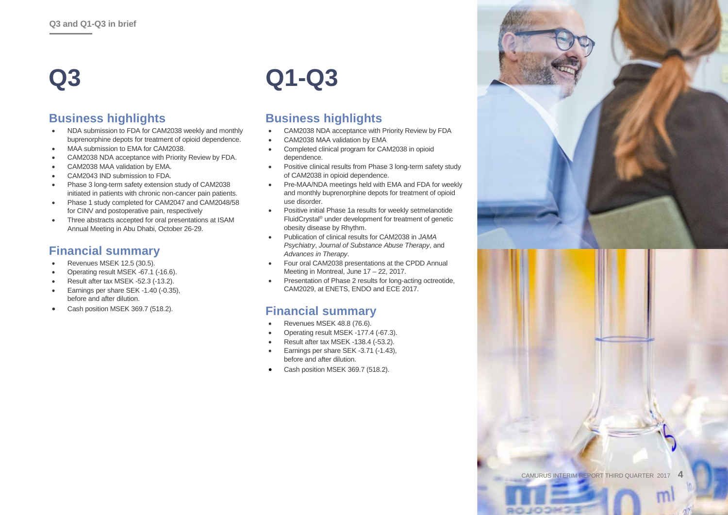Q3 and Q1-Q3 in brief

# Q3

## Business highlights

- NDA submission to FDA for CAM2038 weekly and monthly buprenorphine depots for treatment of opioid dependence.
- MAA submission to EMA for CAM2038.
- CAM2038 NDA acceptance with Priority Review by FDA.
- CAM2038 MAA validation by EMA.
- CAM2043 IND submission to FDA.
- Phase 3 long-term safety extension study of CAM2038 initiated in patients with chronic non-cancer pain patients.
- Phase 1 study completed for CAM2047 and CAM2048/58 for CINV and postoperative pain, respectively
- Three abstracts accepted for oral presentations at ISAM Annual Meeting in Abu Dhabi, October 26-29.

## Financial summary

- Revenues MSEK 12.5 (30.5).
- Operating result MSEK -67.1 (-16.6).
- Result after tax MSEK -52.3 (-13.2).
- Earnings per share SEK -1.40 (-0.35), before and after dilution.
- Cash position MSEK 369.7 (518.2).

# Q1-Q3

## Business highlights

- CAM2038 NDA acceptance with Priority Review by FDA
- CAM2038 MAA validation by EMA
- Completed clinical program for CAM2038 in opioid dependence.
- Positive clinical results from Phase 3 long-term safety study of CAM2038 in opioid dependence.
- Pre-MAA/NDA meetings held with EMA and FDA for weekly and monthly buprenorphine depots for treatment of opioid use disorder.
- Positive initial Phase 1a results for weekly setmelanotide FluidCrystal® under development for treatment of genetic obesity disease by Rhythm.
- Publication of clinical results for CAM2038 in *JAMA Psychiatry*, *Journal of Substance Abuse Therapy*, and *Advances in Therapy*.
- Four oral CAM2038 presentations at the CPDD Annual Meeting in Montreal, June 17 – 22, 2017.
- Presentation of Phase 2 results for long-acting octreotide, CAM2029, at ENETS, ENDO and ECE 2017.

## Financial summary

- Revenues MSEK 48.8 (76.6).
- Operating result MSEK -177.4 (-67.3).
- Result after tax MSEK -138.4 (-53.2).
- Earnings per share SEK -3.71 (-1.43), before and after dilution.
- Cash position MSEK 369.7 (518.2).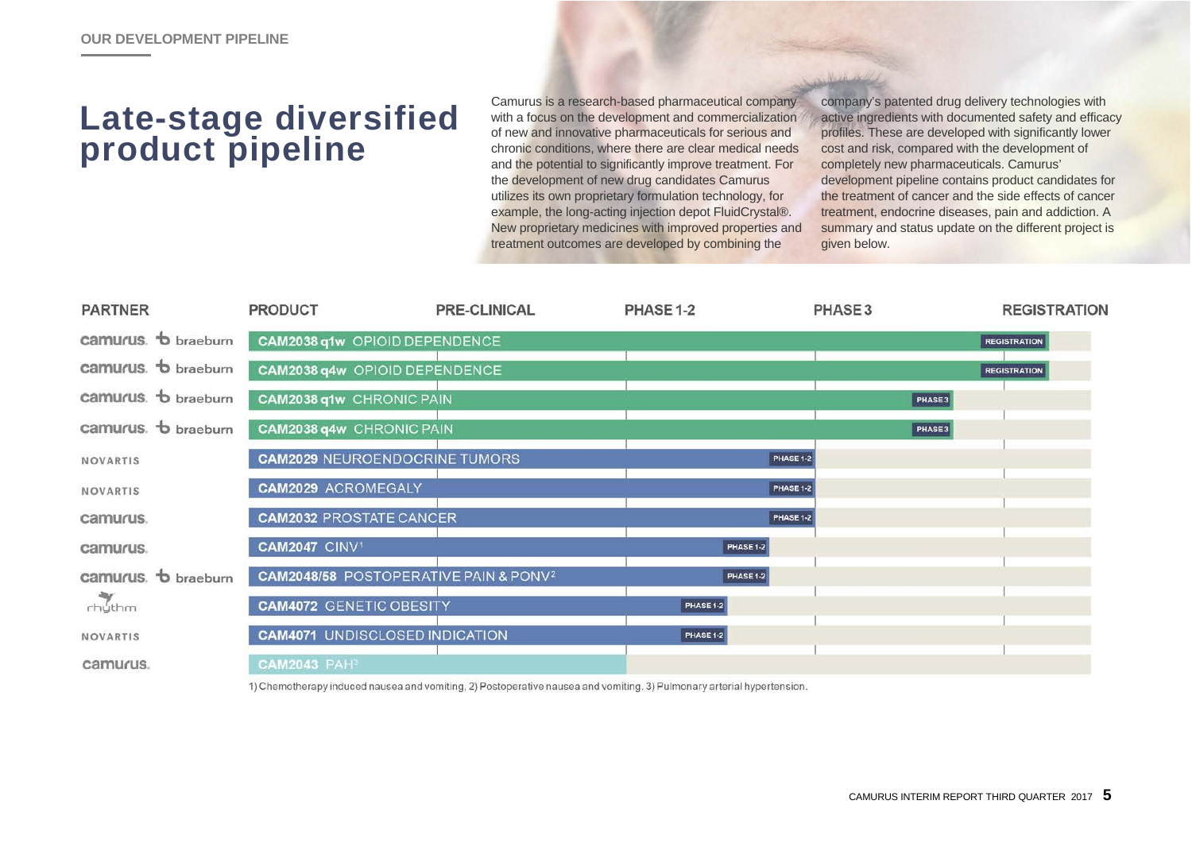OUR DEVELOPMENT PIPELINE

# Late-stage diversified product pipeline

Camurus is a research-based pharmaceutical company with a focus on the development and commercialization of new and innovative pharmaceuticals for serious and chronic conditions, where there are clear medical needs and the potential to significantly improve treatment. For the development of new drug candidates Camurus utilizes its own proprietary formulation technology, for example, the long-acting injection depot FluidCrystal®. New proprietary medicines with improved properties and treatment outcomes are developed by combining the company's patented drug delivery technologies with active ingredients with documented safety and efficacy profiles. These are developed with significantly lower cost and risk, compared with the development of completely new pharmaceuticals. Camurus' development pipeline contains product candidates for the treatment of cancer and the side effects of cancer treatment, endocrine diseases, pain and addiction. A summary and status update on the different project is given below.

| PARTNER | PRODUCT | STAGE |
|---|---|---|
| camurus. / braeburn | CAM2038 q1w OPIOID DEPENDENCE | REGISTRATION |
| camurus. / braeburn | CAM2038 q4w OPIOID DEPENDENCE | REGISTRATION |
| camurus. / braeburn | CAM2038 q1w CHRONIC PAIN | PHASE 3 |
| camurus. / braeburn | CAM2038 q4w CHRONIC PAIN | PHASE 3 |
| NOVARTIS | CAM2029 NEUROENDOCRINE TUMORS | PHASE 1-2 |
| NOVARTIS | CAM2029 ACROMEGALY | PHASE 1-2 |
| camurus. | CAM2032 PROSTATE CANCER | PHASE 1-2 |
| camurus. | CAM2047 CINV[1] | PHASE 1-2 |
| camurus. / braeburn | CAM2048/58 POSTOPERATIVE PAIN & PONV[2] | PHASE 1-2 |
| rhythm | CAM4072 GENETIC OBESITY | PHASE 1-2 |
| NOVARTIS | CAM4071 UNDISCLOSED INDICATION | PHASE 1-2 |
| camurus. | CAM2043 PAH[3] | PRE-CLINICAL |

1) Chemotherapy induced nausea and vomiting, 2) Postoperative nausea and vomiting. 3) Pulmonary arterial hypertension.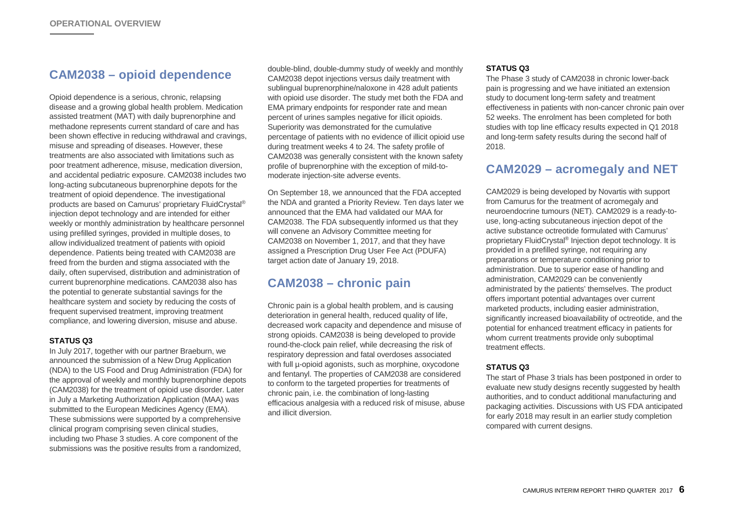## OPERATIONAL OVERVIEW

## CAM2038 – opioid dependence

Opioid dependence is a serious, chronic, relapsing disease and a growing global health problem. Medication assisted treatment (MAT) with daily buprenorphine and methadone represents current standard of care and has been shown effective in reducing withdrawal and cravings, misuse and spreading of diseases. However, these treatments are also associated with limitations such as poor treatment adherence, misuse, medication diversion, and accidental pediatric exposure. CAM2038 includes two long-acting subcutaneous buprenorphine depots for the treatment of opioid dependence. The investigational products are based on Camurus' proprietary FluidCrystal® injection depot technology and are intended for either weekly or monthly administration by healthcare personnel using prefilled syringes, provided in multiple doses, to allow individualized treatment of patients with opioid dependence. Patients being treated with CAM2038 are freed from the burden and stigma associated with the daily, often supervised, distribution and administration of current buprenorphine medications. CAM2038 also has the potential to generate substantial savings for the healthcare system and society by reducing the costs of frequent supervised treatment, improving treatment compliance, and lowering diversion, misuse and abuse.

### STATUS Q3

In July 2017, together with our partner Braeburn, we announced the submission of a New Drug Application (NDA) to the US Food and Drug Administration (FDA) for the approval of weekly and monthly buprenorphine depots (CAM2038) for the treatment of opioid use disorder. Later in July a Marketing Authorization Application (MAA) was submitted to the European Medicines Agency (EMA). These submissions were supported by a comprehensive clinical program comprising seven clinical studies, including two Phase 3 studies. A core component of the submissions was the positive results from a randomized, double-blind, double-dummy study of weekly and monthly CAM2038 depot injections versus daily treatment with sublingual buprenorphine/naloxone in 428 adult patients with opioid use disorder. The study met both the FDA and EMA primary endpoints for responder rate and mean percent of urines samples negative for illicit opioids. Superiority was demonstrated for the cumulative percentage of patients with no evidence of illicit opioid use during treatment weeks 4 to 24. The safety profile of CAM2038 was generally consistent with the known safety profile of buprenorphine with the exception of mild-to-moderate injection-site adverse events.

On September 18, we announced that the FDA accepted the NDA and granted a Priority Review. Ten days later we announced that the EMA had validated our MAA for CAM2038. The FDA subsequently informed us that they will convene an Advisory Committee meeting for CAM2038 on November 1, 2017, and that they have assigned a Prescription Drug User Fee Act (PDUFA) target action date of January 19, 2018.

## CAM2038 – chronic pain

Chronic pain is a global health problem, and is causing deterioration in general health, reduced quality of life, decreased work capacity and dependence and misuse of strong opioids. CAM2038 is being developed to provide round-the-clock pain relief, while decreasing the risk of respiratory depression and fatal overdoses associated with full µ-opioid agonists, such as morphine, oxycodone and fentanyl. The properties of CAM2038 are considered to conform to the targeted properties for treatments of chronic pain, i.e. the combination of long-lasting efficacious analgesia with a reduced risk of misuse, abuse and illicit diversion.

### STATUS Q3

The Phase 3 study of CAM2038 in chronic lower-back pain is progressing and we have initiated an extension study to document long-term safety and treatment effectiveness in patients with non-cancer chronic pain over 52 weeks. The enrolment has been completed for both studies with top line efficacy results expected in Q1 2018 and long-term safety results during the second half of 2018.

## CAM2029 – acromegaly and NET

CAM2029 is being developed by Novartis with support from Camurus for the treatment of acromegaly and neuroendocrine tumours (NET). CAM2029 is a ready-to-use, long-acting subcutaneous injection depot of the active substance octreotide formulated with Camurus' proprietary FluidCrystal® Injection depot technology. It is provided in a prefilled syringe, not requiring any preparations or temperature conditioning prior to administration. Due to superior ease of handling and administration, CAM2029 can be conveniently administrated by the patients' themselves. The product offers important potential advantages over current marketed products, including easier administration, significantly increased bioavailability of octreotide, and the potential for enhanced treatment efficacy in patients for whom current treatments provide only suboptimal treatment effects.

### STATUS Q3

The start of Phase 3 trials has been postponed in order to evaluate new study designs recently suggested by health authorities, and to conduct additional manufacturing and packaging activities. Discussions with US FDA anticipated for early 2018 may result in an earlier study completion compared with current designs.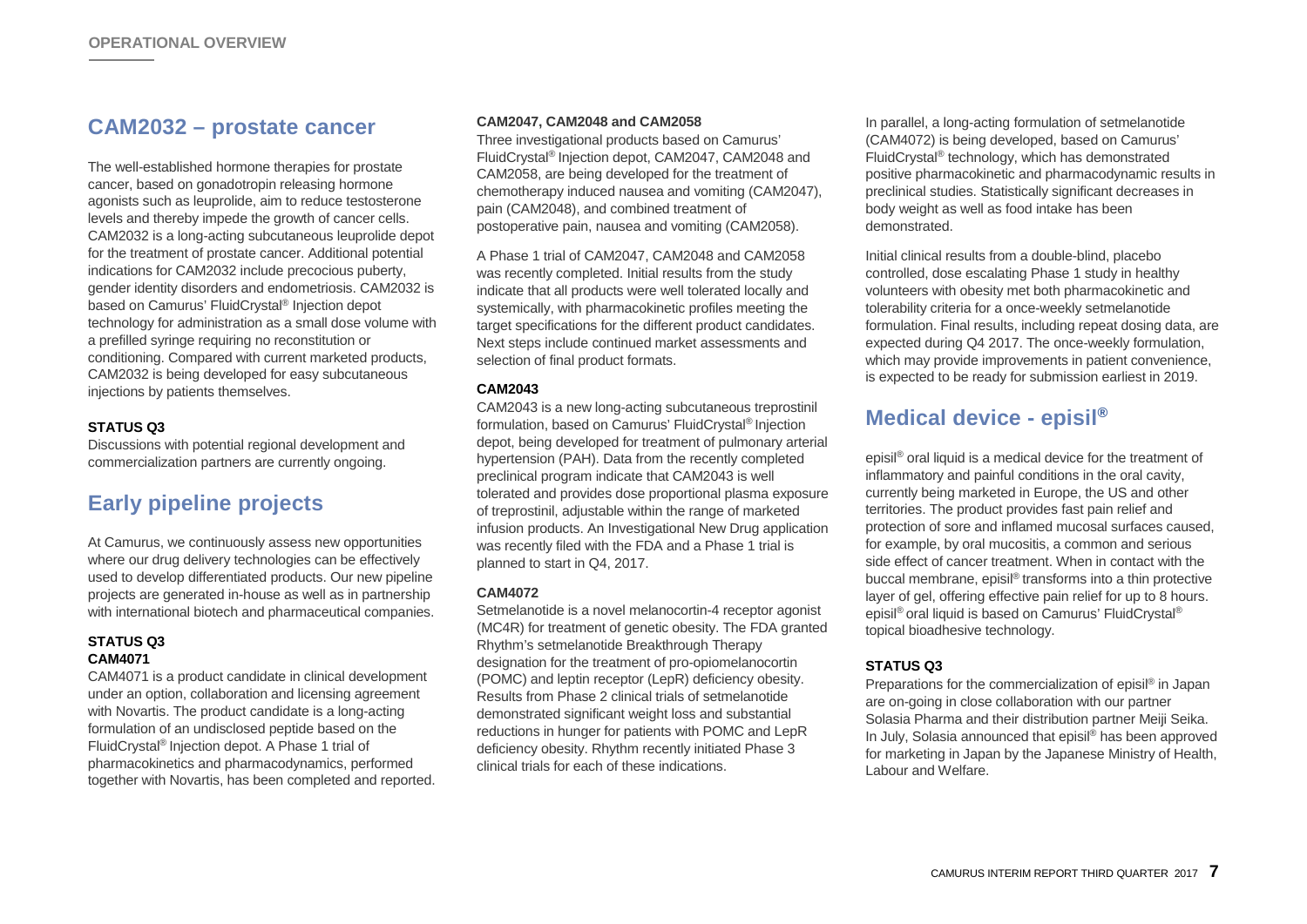## CAM2032 – prostate cancer

The well-established hormone therapies for prostate cancer, based on gonadotropin releasing hormone agonists such as leuprolide, aim to reduce testosterone levels and thereby impede the growth of cancer cells. CAM2032 is a long-acting subcutaneous leuprolide depot for the treatment of prostate cancer. Additional potential indications for CAM2032 include precocious puberty, gender identity disorders and endometriosis. CAM2032 is based on Camurus' FluidCrystal® Injection depot technology for administration as a small dose volume with a prefilled syringe requiring no reconstitution or conditioning. Compared with current marketed products, CAM2032 is being developed for easy subcutaneous injections by patients themselves.

**STATUS Q3**

Discussions with potential regional development and commercialization partners are currently ongoing.

## Early pipeline projects

At Camurus, we continuously assess new opportunities where our drug delivery technologies can be effectively used to develop differentiated products. Our new pipeline projects are generated in-house as well as in partnership with international biotech and pharmaceutical companies.

**STATUS Q3**

**CAM4071**

CAM4071 is a product candidate in clinical development under an option, collaboration and licensing agreement with Novartis. The product candidate is a long-acting formulation of an undisclosed peptide based on the FluidCrystal® Injection depot. A Phase 1 trial of pharmacokinetics and pharmacodynamics, performed together with Novartis, has been completed and reported.

**CAM2047, CAM2048 and CAM2058**

Three investigational products based on Camurus' FluidCrystal® Injection depot, CAM2047, CAM2048 and CAM2058, are being developed for the treatment of chemotherapy induced nausea and vomiting (CAM2047), pain (CAM2048), and combined treatment of postoperative pain, nausea and vomiting (CAM2058).

A Phase 1 trial of CAM2047, CAM2048 and CAM2058 was recently completed. Initial results from the study indicate that all products were well tolerated locally and systemically, with pharmacokinetic profiles meeting the target specifications for the different product candidates. Next steps include continued market assessments and selection of final product formats.

**CAM2043**

CAM2043 is a new long-acting subcutaneous treprostinil formulation, based on Camurus' FluidCrystal® Injection depot, being developed for treatment of pulmonary arterial hypertension (PAH). Data from the recently completed preclinical program indicate that CAM2043 is well tolerated and provides dose proportional plasma exposure of treprostinil, adjustable within the range of marketed infusion products. An Investigational New Drug application was recently filed with the FDA and a Phase 1 trial is planned to start in Q4, 2017.

**CAM4072**

Setmelanotide is a novel melanocortin-4 receptor agonist (MC4R) for treatment of genetic obesity. The FDA granted Rhythm's setmelanotide Breakthrough Therapy designation for the treatment of pro-opiomelanocortin (POMC) and leptin receptor (LepR) deficiency obesity. Results from Phase 2 clinical trials of setmelanotide demonstrated significant weight loss and substantial reductions in hunger for patients with POMC and LepR deficiency obesity. Rhythm recently initiated Phase 3 clinical trials for each of these indications.

In parallel, a long-acting formulation of setmelanotide (CAM4072) is being developed, based on Camurus' FluidCrystal® technology, which has demonstrated positive pharmacokinetic and pharmacodynamic results in preclinical studies. Statistically significant decreases in body weight as well as food intake has been demonstrated.

Initial clinical results from a double-blind, placebo controlled, dose escalating Phase 1 study in healthy volunteers with obesity met both pharmacokinetic and tolerability criteria for a once-weekly setmelanotide formulation. Final results, including repeat dosing data, are expected during Q4 2017. The once-weekly formulation, which may provide improvements in patient convenience, is expected to be ready for submission earliest in 2019.

## Medical device - episil®

episil® oral liquid is a medical device for the treatment of inflammatory and painful conditions in the oral cavity, currently being marketed in Europe, the US and other territories. The product provides fast pain relief and protection of sore and inflamed mucosal surfaces caused, for example, by oral mucositis, a common and serious side effect of cancer treatment. When in contact with the buccal membrane, episil® transforms into a thin protective layer of gel, offering effective pain relief for up to 8 hours. episil® oral liquid is based on Camurus' FluidCrystal® topical bioadhesive technology.

**STATUS Q3**

Preparations for the commercialization of episil® in Japan are on-going in close collaboration with our partner Solasia Pharma and their distribution partner Meiji Seika. In July, Solasia announced that episil® has been approved for marketing in Japan by the Japanese Ministry of Health, Labour and Welfare.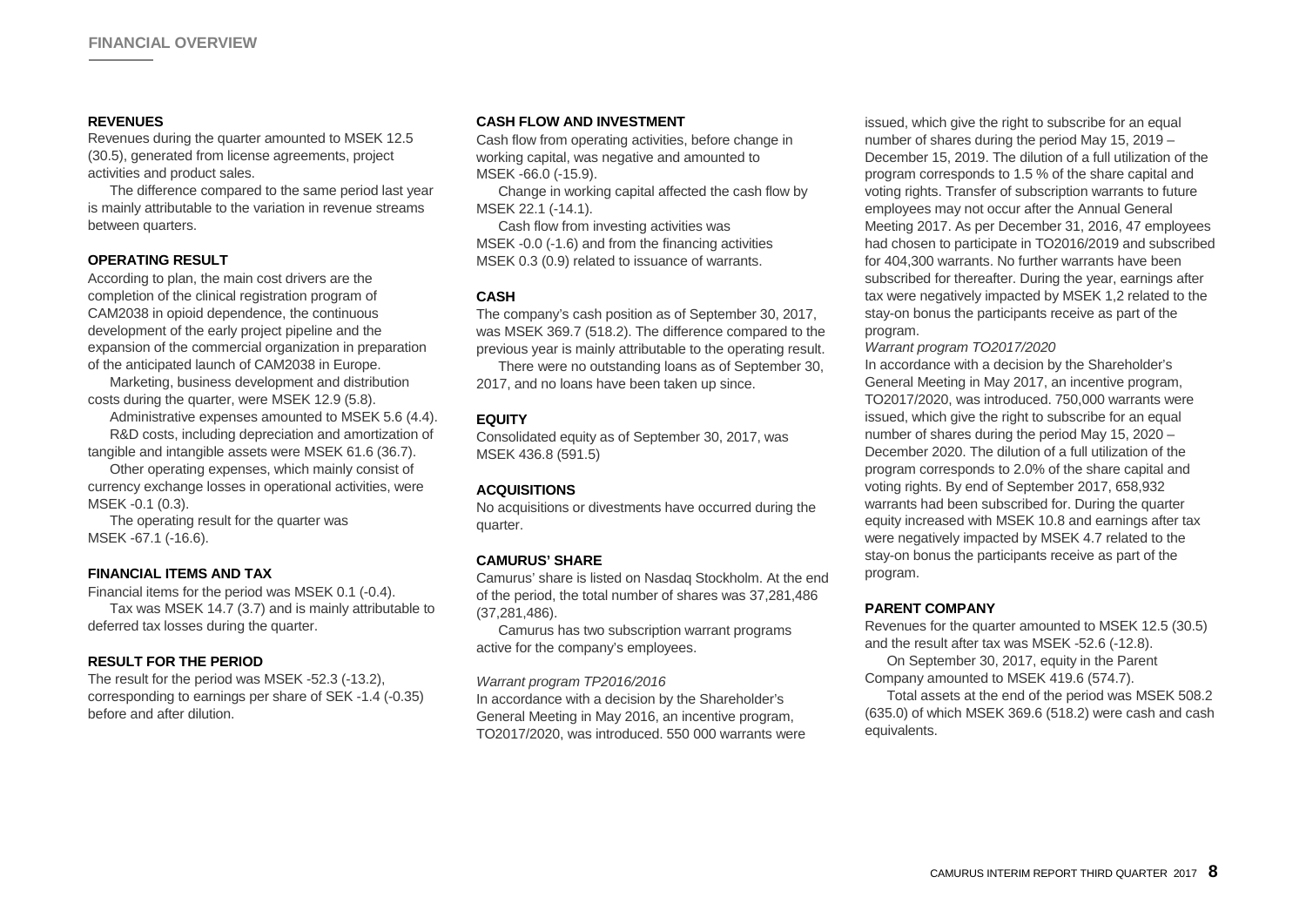# FINANCIAL OVERVIEW

## REVENUES

Revenues during the quarter amounted to MSEK 12.5 (30.5), generated from license agreements, project activities and product sales.

The difference compared to the same period last year is mainly attributable to the variation in revenue streams between quarters.

## OPERATING RESULT

According to plan, the main cost drivers are the completion of the clinical registration program of CAM2038 in opioid dependence, the continuous development of the early project pipeline and the expansion of the commercial organization in preparation of the anticipated launch of CAM2038 in Europe.

Marketing, business development and distribution costs during the quarter, were MSEK 12.9 (5.8).

Administrative expenses amounted to MSEK 5.6 (4.4).

R&D costs, including depreciation and amortization of tangible and intangible assets were MSEK 61.6 (36.7).

Other operating expenses, which mainly consist of currency exchange losses in operational activities, were MSEK -0.1 (0.3).

The operating result for the quarter was MSEK -67.1 (-16.6).

## FINANCIAL ITEMS AND TAX

Financial items for the period was MSEK 0.1 (-0.4).

Tax was MSEK 14.7 (3.7) and is mainly attributable to deferred tax losses during the quarter.

## RESULT FOR THE PERIOD

The result for the period was MSEK -52.3 (-13.2), corresponding to earnings per share of SEK -1.4 (-0.35) before and after dilution.

## CASH FLOW AND INVESTMENT

Cash flow from operating activities, before change in working capital, was negative and amounted to MSEK -66.0 (-15.9).

Change in working capital affected the cash flow by MSEK 22.1 (-14.1).

Cash flow from investing activities was MSEK -0.0 (-1.6) and from the financing activities MSEK 0.3 (0.9) related to issuance of warrants.

## CASH

The company's cash position as of September 30, 2017, was MSEK 369.7 (518.2). The difference compared to the previous year is mainly attributable to the operating result.

There were no outstanding loans as of September 30, 2017, and no loans have been taken up since.

## EQUITY

Consolidated equity as of September 30, 2017, was MSEK 436.8 (591.5)

## ACQUISITIONS

No acquisitions or divestments have occurred during the quarter.

## CAMURUS' SHARE

Camurus' share is listed on Nasdaq Stockholm. At the end of the period, the total number of shares was 37,281,486 (37,281,486).

Camurus has two subscription warrant programs active for the company's employees.

*Warrant program TP2016/2016*

In accordance with a decision by the Shareholder's General Meeting in May 2016, an incentive program, TO2017/2020, was introduced. 550 000 warrants were issued, which give the right to subscribe for an equal number of shares during the period May 15, 2019 – December 15, 2019. The dilution of a full utilization of the program corresponds to 1.5 % of the share capital and voting rights. Transfer of subscription warrants to future employees may not occur after the Annual General Meeting 2017. As per December 31, 2016, 47 employees had chosen to participate in TO2016/2019 and subscribed for 404,300 warrants. No further warrants have been subscribed for thereafter. During the year, earnings after tax were negatively impacted by MSEK 1,2 related to the stay-on bonus the participants receive as part of the program.

*Warrant program TO2017/2020*

In accordance with a decision by the Shareholder's General Meeting in May 2017, an incentive program, TO2017/2020, was introduced. 750,000 warrants were issued, which give the right to subscribe for an equal number of shares during the period May 15, 2020 – December 2020. The dilution of a full utilization of the program corresponds to 2.0% of the share capital and voting rights. By end of September 2017, 658,932 warrants had been subscribed for. During the quarter equity increased with MSEK 10.8 and earnings after tax were negatively impacted by MSEK 4.7 related to the stay-on bonus the participants receive as part of the program.

## PARENT COMPANY

Revenues for the quarter amounted to MSEK 12.5 (30.5) and the result after tax was MSEK -52.6 (-12.8).

On September 30, 2017, equity in the Parent Company amounted to MSEK 419.6 (574.7).

Total assets at the end of the period was MSEK 508.2 (635.0) of which MSEK 369.6 (518.2) were cash and cash equivalents.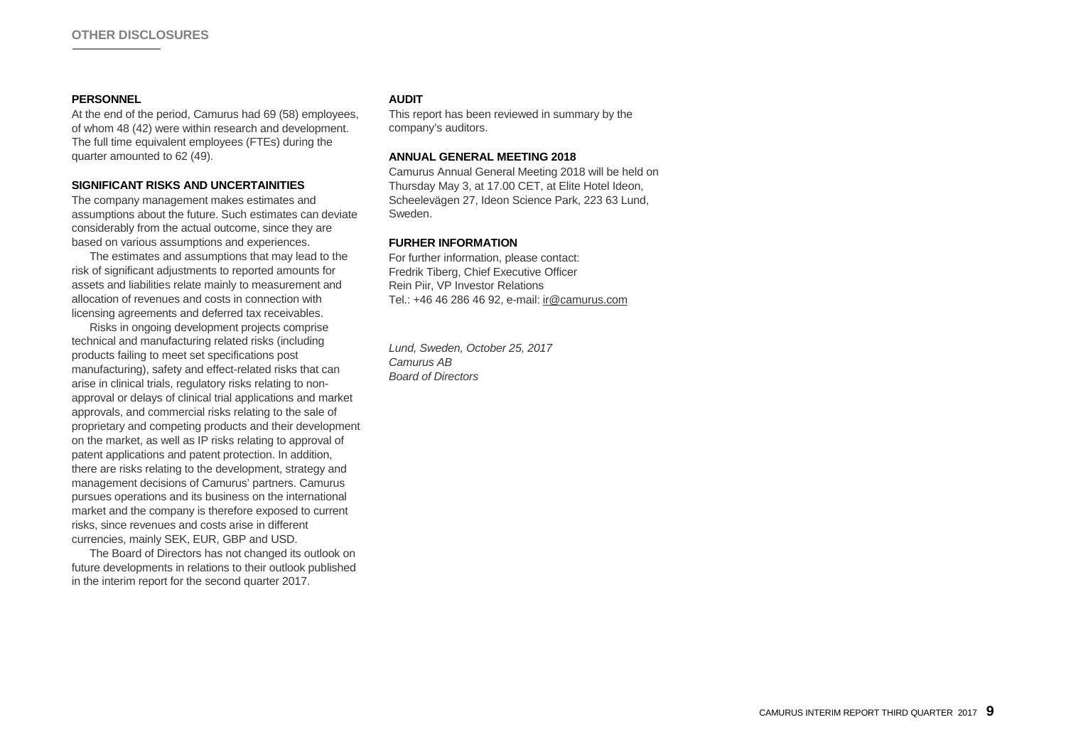## OTHER DISCLOSURES

### PERSONNEL

At the end of the period, Camurus had 69 (58) employees, of whom 48 (42) were within research and development. The full time equivalent employees (FTEs) during the quarter amounted to 62 (49).

### SIGNIFICANT RISKS AND UNCERTAINITIES

The company management makes estimates and assumptions about the future. Such estimates can deviate considerably from the actual outcome, since they are based on various assumptions and experiences.

The estimates and assumptions that may lead to the risk of significant adjustments to reported amounts for assets and liabilities relate mainly to measurement and allocation of revenues and costs in connection with licensing agreements and deferred tax receivables.

Risks in ongoing development projects comprise technical and manufacturing related risks (including products failing to meet set specifications post manufacturing), safety and effect-related risks that can arise in clinical trials, regulatory risks relating to non-approval or delays of clinical trial applications and market approvals, and commercial risks relating to the sale of proprietary and competing products and their development on the market, as well as IP risks relating to approval of patent applications and patent protection. In addition, there are risks relating to the development, strategy and management decisions of Camurus' partners. Camurus pursues operations and its business on the international market and the company is therefore exposed to current risks, since revenues and costs arise in different currencies, mainly SEK, EUR, GBP and USD.

The Board of Directors has not changed its outlook on future developments in relations to their outlook published in the interim report for the second quarter 2017.

### AUDIT

This report has been reviewed in summary by the company's auditors.

### ANNUAL GENERAL MEETING 2018

Camurus Annual General Meeting 2018 will be held on Thursday May 3, at 17.00 CET, at Elite Hotel Ideon, Scheelevägen 27, Ideon Science Park, 223 63 Lund, Sweden.

### FURHER INFORMATION

For further information, please contact:
Fredrik Tiberg, Chief Executive Officer
Rein Piir, VP Investor Relations
Tel.: +46 46 286 46 92, e-mail: ir@camurus.com

*Lund, Sweden, October 25, 2017*
*Camurus AB*
*Board of Directors*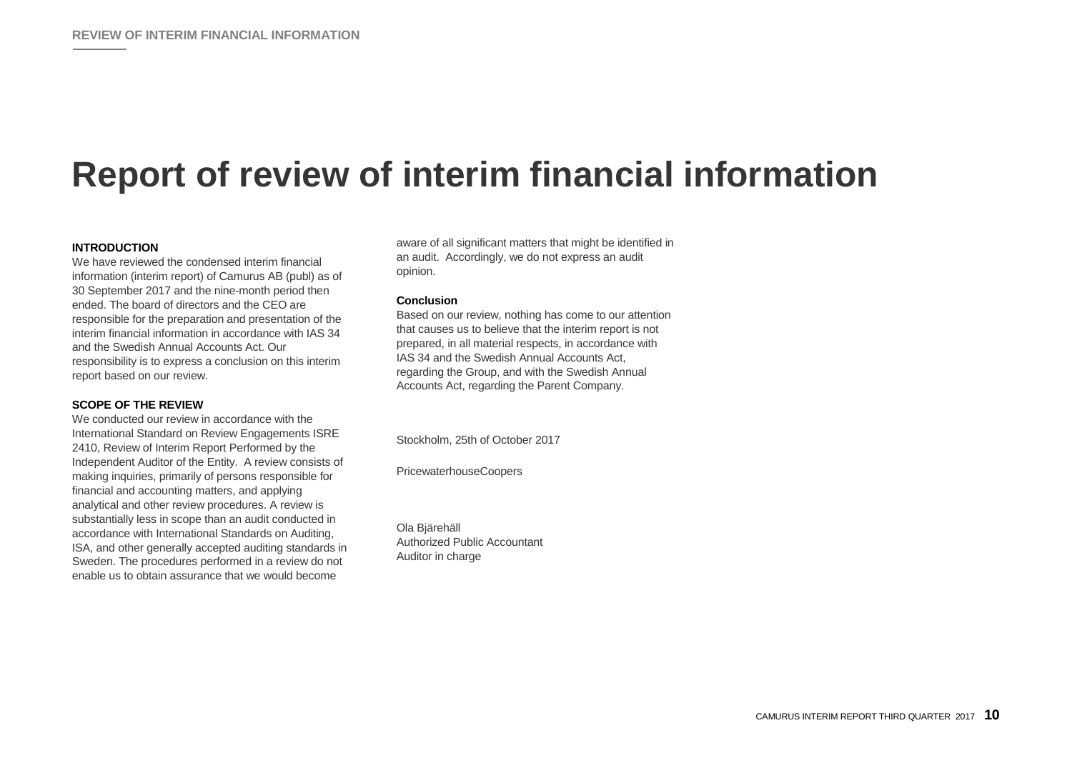# Report of review of interim financial information

**INTRODUCTION**

We have reviewed the condensed interim financial information (interim report) of Camurus AB (publ) as of 30 September 2017 and the nine-month period then ended. The board of directors and the CEO are responsible for the preparation and presentation of the interim financial information in accordance with IAS 34 and the Swedish Annual Accounts Act. Our responsibility is to express a conclusion on this interim report based on our review.

**SCOPE OF THE REVIEW**

We conducted our review in accordance with the International Standard on Review Engagements ISRE 2410, Review of Interim Report Performed by the Independent Auditor of the Entity. A review consists of making inquiries, primarily of persons responsible for financial and accounting matters, and applying analytical and other review procedures. A review is substantially less in scope than an audit conducted in accordance with International Standards on Auditing, ISA, and other generally accepted auditing standards in Sweden. The procedures performed in a review do not enable us to obtain assurance that we would become aware of all significant matters that might be identified in an audit. Accordingly, we do not express an audit opinion.

**Conclusion**

Based on our review, nothing has come to our attention that causes us to believe that the interim report is not prepared, in all material respects, in accordance with IAS 34 and the Swedish Annual Accounts Act, regarding the Group, and with the Swedish Annual Accounts Act, regarding the Parent Company.

Stockholm, 25th of October 2017

PricewaterhouseCoopers

Ola Bjärehäll
Authorized Public Accountant
Auditor in charge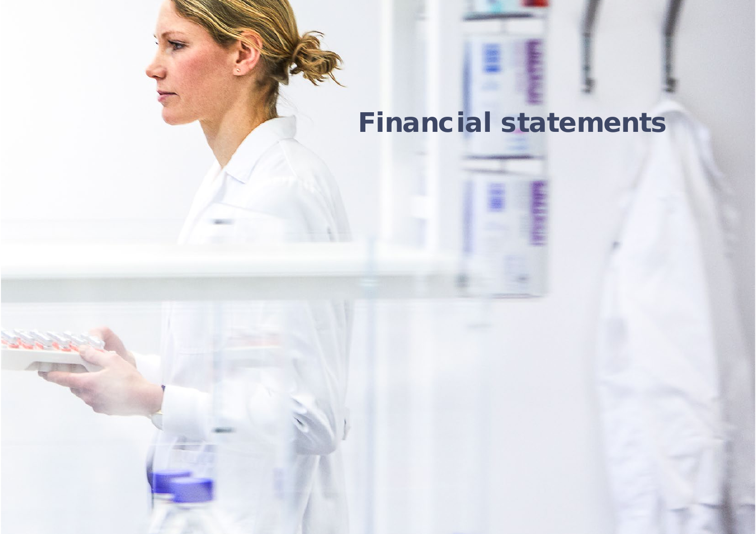# Financial statements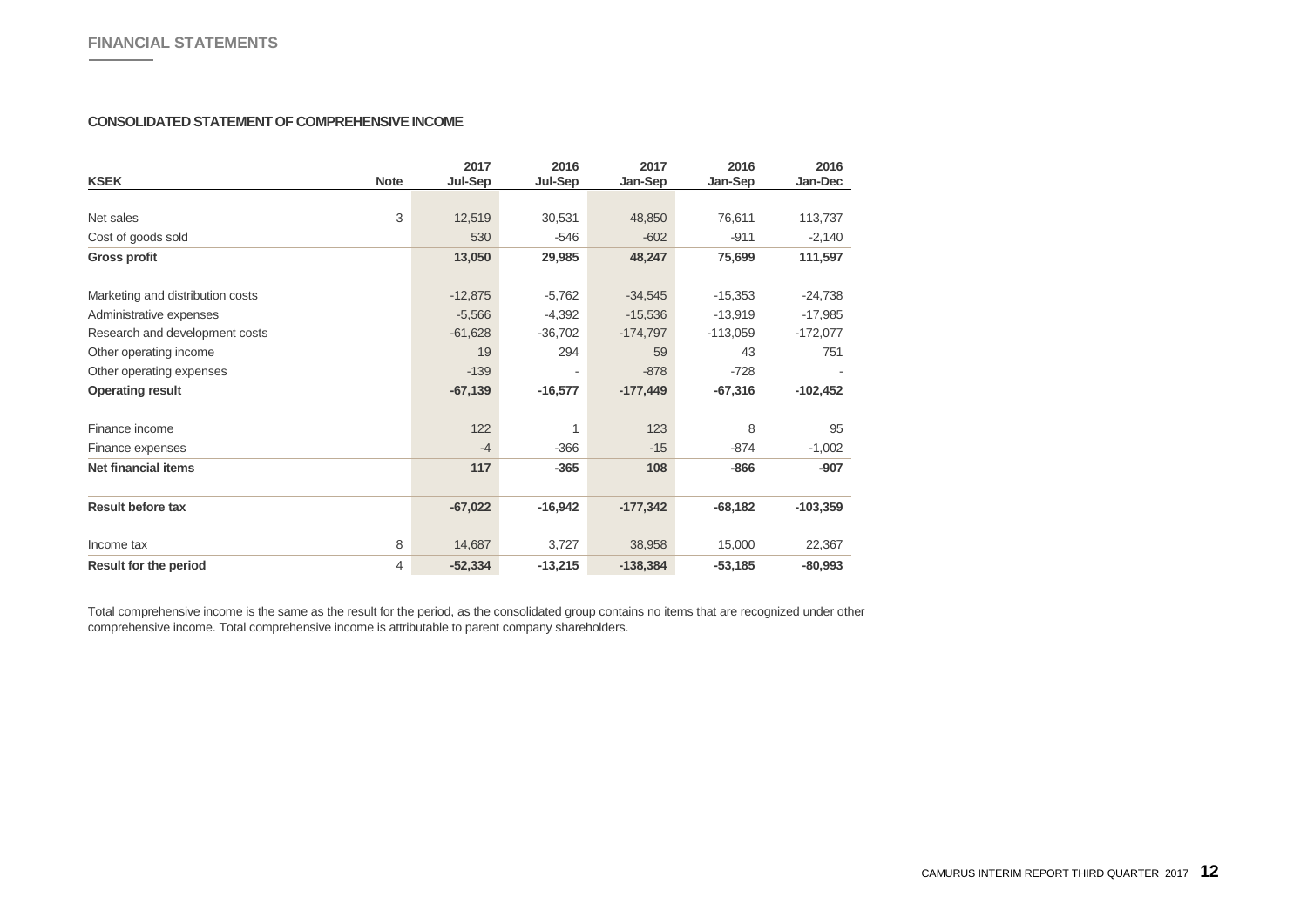## FINANCIAL STATEMENTS

### CONSOLIDATED STATEMENT OF COMPREHENSIVE INCOME

| KSEK | Note | 2017 Jul-Sep | 2016 Jul-Sep | 2017 Jan-Sep | 2016 Jan-Sep | 2016 Jan-Dec |
|---|---|---|---|---|---|---|
| Net sales | 3 | 12,519 | 30,531 | 48,850 | 76,611 | 113,737 |
| Cost of goods sold | | 530 | -546 | -602 | -911 | -2,140 |
| **Gross profit** | | **13,050** | **29,985** | **48,247** | **75,699** | **111,597** |
| Marketing and distribution costs | | -12,875 | -5,762 | -34,545 | -15,353 | -24,738 |
| Administrative expenses | | -5,566 | -4,392 | -15,536 | -13,919 | -17,985 |
| Research and development costs | | -61,628 | -36,702 | -174,797 | -113,059 | -172,077 |
| Other operating income | | 19 | 294 | 59 | 43 | 751 |
| Other operating expenses | | -139 | - | -878 | -728 | - |
| **Operating result** | | **-67,139** | **-16,577** | **-177,449** | **-67,316** | **-102,452** |
| Finance income | | 122 | 1 | 123 | 8 | 95 |
| Finance expenses | | -4 | -366 | -15 | -874 | -1,002 |
| **Net financial items** | | **117** | **-365** | **108** | **-866** | **-907** |
| **Result before tax** | | **-67,022** | **-16,942** | **-177,342** | **-68,182** | **-103,359** |
| Income tax | 8 | 14,687 | 3,727 | 38,958 | 15,000 | 22,367 |
| **Result for the period** | 4 | **-52,334** | **-13,215** | **-138,384** | **-53,185** | **-80,993** |

Total comprehensive income is the same as the result for the period, as the consolidated group contains no items that are recognized under other comprehensive income. Total comprehensive income is attributable to parent company shareholders.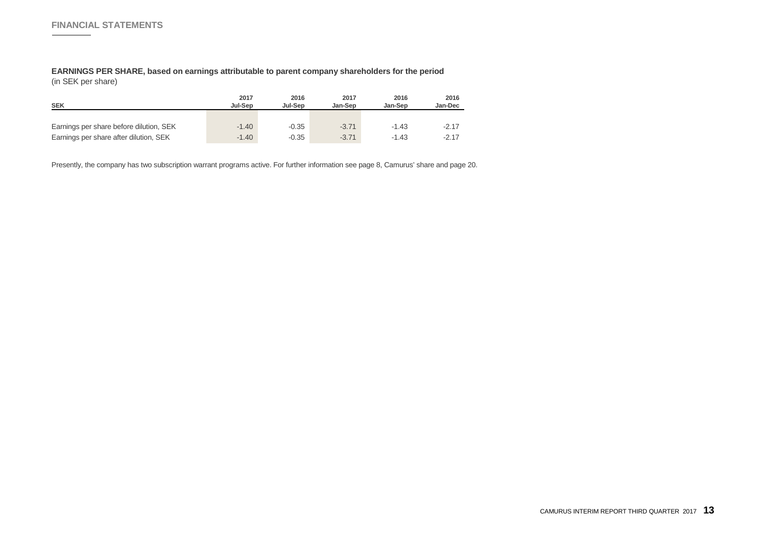## FINANCIAL STATEMENTS

**EARNINGS PER SHARE, based on earnings attributable to parent company shareholders for the period**
(in SEK per share)

| SEK | 2017 Jul-Sep | 2016 Jul-Sep | 2017 Jan-Sep | 2016 Jan-Sep | 2016 Jan-Dec |
|---|---|---|---|---|---|
| Earnings per share before dilution, SEK | -1.40 | -0.35 | -3.71 | -1.43 | -2.17 |
| Earnings per share after dilution, SEK | -1.40 | -0.35 | -3.71 | -1.43 | -2.17 |

Presently, the company has two subscription warrant programs active. For further information see page 8, Camurus' share and page 20.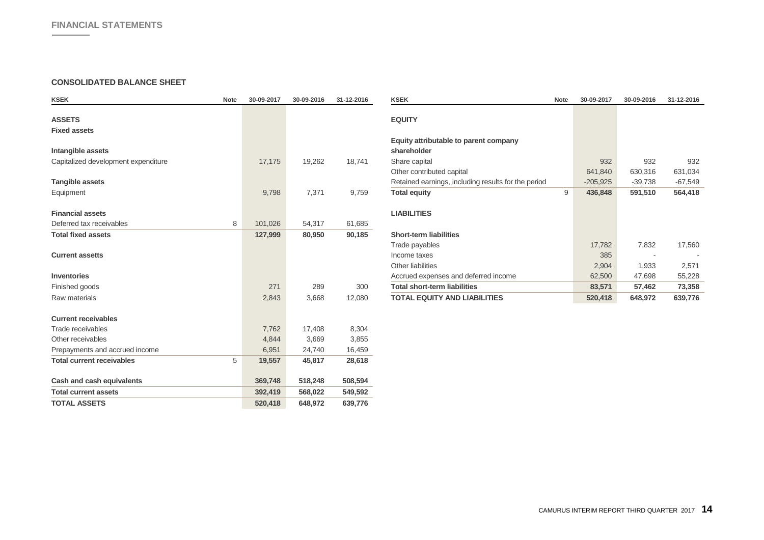## FINANCIAL STATEMENTS

### CONSOLIDATED BALANCE SHEET

| KSEK | Note | 30-09-2017 | 30-09-2016 | 31-12-2016 |
|---|---|---|---|---|
| **ASSETS** | | | | |
| **Fixed assets** | | | | |
| **Intangible assets** | | | | |
| Capitalized development expenditure | | 17,175 | 19,262 | 18,741 |
| **Tangible assets** | | | | |
| Equipment | | 9,798 | 7,371 | 9,759 |
| **Financial assets** | | | | |
| Deferred tax receivables | 8 | 101,026 | 54,317 | 61,685 |
| **Total fixed assets** | | **127,999** | **80,950** | **90,185** |
| **Current assetts** | | | | |
| **Inventories** | | | | |
| Finished goods | | 271 | 289 | 300 |
| Raw materials | | 2,843 | 3,668 | 12,080 |
| **Current receivables** | | | | |
| Trade receivables | | 7,762 | 17,408 | 8,304 |
| Other receivables | | 4,844 | 3,669 | 3,855 |
| Prepayments and accrued income | | 6,951 | 24,740 | 16,459 |
| **Total current receivables** | 5 | **19,557** | **45,817** | **28,618** |
| **Cash and cash equivalents** | | **369,748** | **518,248** | **508,594** |
| **Total current assets** | | **392,419** | **568,022** | **549,592** |
| **TOTAL ASSETS** | | **520,418** | **648,972** | **639,776** |

| KSEK | Note | 30-09-2017 | 30-09-2016 | 31-12-2016 |
|---|---|---|---|---|
| **EQUITY** | | | | |
| **Equity attributable to parent company shareholder** | | | | |
| Share capital | | 932 | 932 | 932 |
| Other contributed capital | | 641,840 | 630,316 | 631,034 |
| Retained earnings, including results for the period | | -205,925 | -39,738 | -67,549 |
| **Total equity** | 9 | **436,848** | **591,510** | **564,418** |
| **LIABILITIES** | | | | |
| **Short-term liabilities** | | | | |
| Trade payables | | 17,782 | 7,832 | 17,560 |
| Income taxes | | 385 | - | - |
| Other liabilities | | 2,904 | 1,933 | 2,571 |
| Accrued expenses and deferred income | | 62,500 | 47,698 | 55,228 |
| **Total short-term liabilities** | | **83,571** | **57,462** | **73,358** |
| **TOTAL EQUITY AND LIABILITIES** | | **520,418** | **648,972** | **639,776** |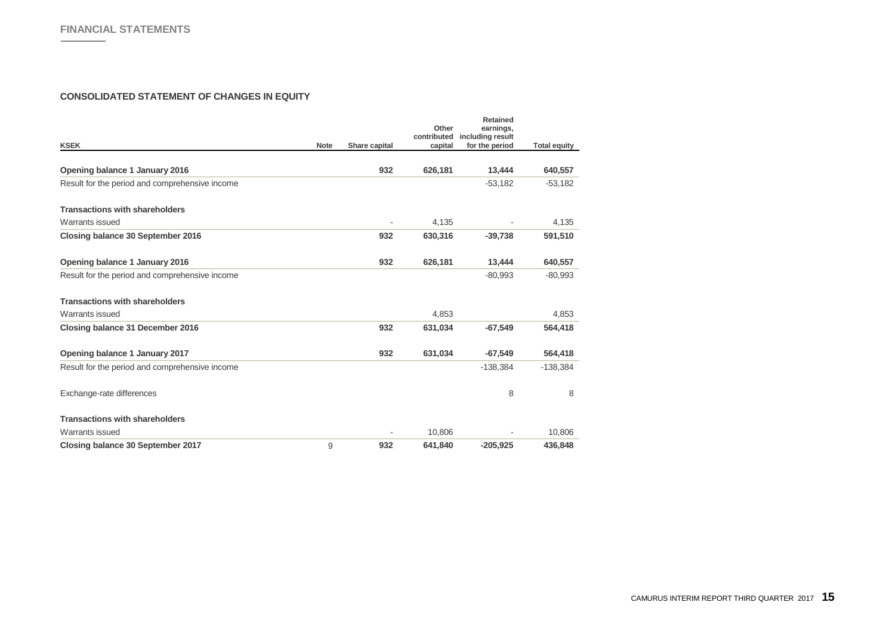## CONSOLIDATED STATEMENT OF CHANGES IN EQUITY

| KSEK | Note | Share capital | Other contributed capital | Retained earnings, including result for the period | Total equity |
|---|---|---|---|---|---|
| **Opening balance 1 January 2016** | | **932** | **626,181** | **13,444** | **640,557** |
| Result for the period and comprehensive income | | | | -53,182 | -53,182 |
| **Transactions with shareholders** | | | | | |
| Warrants issued | | - | 4,135 | - | 4,135 |
| **Closing balance 30 September 2016** | | **932** | **630,316** | **-39,738** | **591,510** |
| **Opening balance 1 January 2016** | | **932** | **626,181** | **13,444** | **640,557** |
| Result for the period and comprehensive income | | | | -80,993 | -80,993 |
| **Transactions with shareholders** | | | | | |
| Warrants issued | | | 4,853 | | 4,853 |
| **Closing balance 31 December 2016** | | **932** | **631,034** | **-67,549** | **564,418** |
| **Opening balance 1 January 2017** | | **932** | **631,034** | **-67,549** | **564,418** |
| Result for the period and comprehensive income | | | | -138,384 | -138,384 |
| Exchange-rate differences | | | | 8 | 8 |
| **Transactions with shareholders** | | | | | |
| Warrants issued | | - | 10,806 | - | 10,806 |
| **Closing balance 30 September 2017** | 9 | **932** | **641,840** | **-205,925** | **436,848** |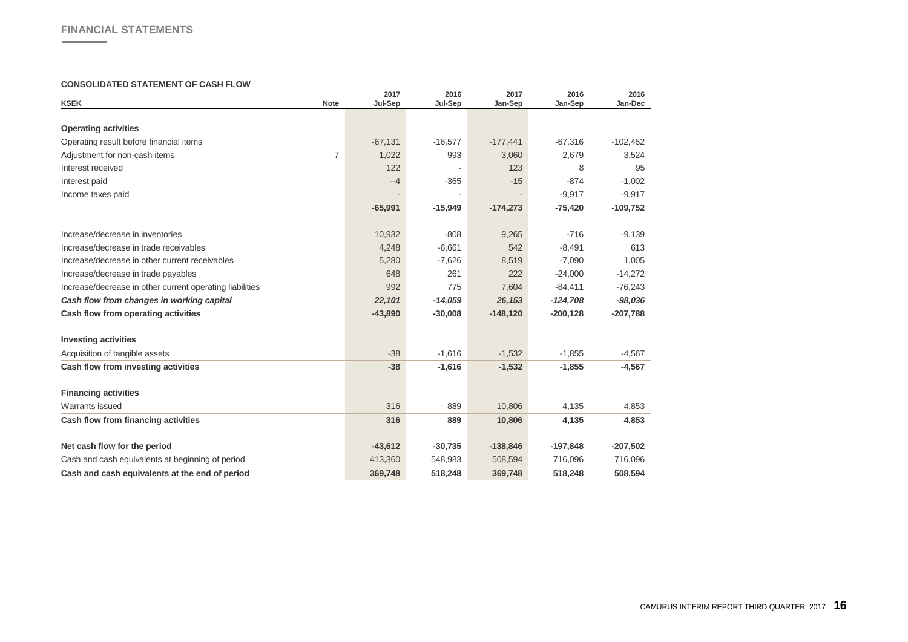## FINANCIAL STATEMENTS

### CONSOLIDATED STATEMENT OF CASH FLOW

| KSEK | Note | 2017 Jul-Sep | 2016 Jul-Sep | 2017 Jan-Sep | 2016 Jan-Sep | 2016 Jan-Dec |
|---|---|---|---|---|---|---|
| **Operating activities** | | | | | | |
| Operating result before financial items | | -67,131 | -16,577 | -177,441 | -67,316 | -102,452 |
| Adjustment for non-cash items | 7 | 1,022 | 993 | 3,060 | 2,679 | 3,524 |
| Interest received | | 122 | - | 123 | 8 | 95 |
| Interest paid | | --4 | -365 | -15 | -874 | -1,002 |
| Income taxes paid | | - | - | - | -9,917 | -9,917 |
| | | **-65,991** | **-15,949** | **-174,273** | **-75,420** | **-109,752** |
| Increase/decrease in inventories | | 10,932 | -808 | 9,265 | -716 | -9,139 |
| Increase/decrease in trade receivables | | 4,248 | -6,661 | 542 | -8,491 | 613 |
| Increase/decrease in other current receivables | | 5,280 | -7,626 | 8,519 | -7,090 | 1,005 |
| Increase/decrease in trade payables | | 648 | 261 | 222 | -24,000 | -14,272 |
| Increase/decrease in other current operating liabilities | | 992 | 775 | 7,604 | -84,411 | -76,243 |
| ***Cash flow from changes in working capital*** | | ***22,101*** | ***-14,059*** | ***26,153*** | ***-124,708*** | ***-98,036*** |
| **Cash flow from operating activities** | | **-43,890** | **-30,008** | **-148,120** | **-200,128** | **-207,788** |
| **Investing activities** | | | | | | |
| Acquisition of tangible assets | | -38 | -1,616 | -1,532 | -1,855 | -4,567 |
| **Cash flow from investing activities** | | **-38** | **-1,616** | **-1,532** | **-1,855** | **-4,567** |
| **Financing activities** | | | | | | |
| Warrants issued | | 316 | 889 | 10,806 | 4,135 | 4,853 |
| **Cash flow from financing activities** | | **316** | **889** | **10,806** | **4,135** | **4,853** |
| **Net cash flow for the period** | | **-43,612** | **-30,735** | **-138,846** | **-197,848** | **-207,502** |
| Cash and cash equivalents at beginning of period | | 413,360 | 548,983 | 508,594 | 716,096 | 716,096 |
| **Cash and cash equivalents at the end of period** | | **369,748** | **518,248** | **369,748** | **518,248** | **508,594** |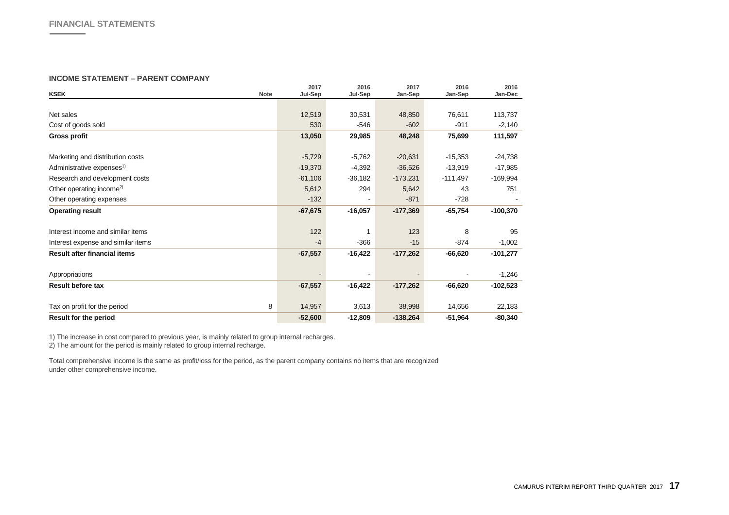## FINANCIAL STATEMENTS

### INCOME STATEMENT – PARENT COMPANY

| KSEK | Note | 2017 Jul-Sep | 2016 Jul-Sep | 2017 Jan-Sep | 2016 Jan-Sep | 2016 Jan-Dec |
|---|---|---|---|---|---|---|
| Net sales | | 12,519 | 30,531 | 48,850 | 76,611 | 113,737 |
| Cost of goods sold | | 530 | -546 | -602 | -911 | -2,140 |
| **Gross profit** | | **13,050** | **29,985** | **48,248** | **75,699** | **111,597** |
| Marketing and distribution costs | | -5,729 | -5,762 | -20,631 | -15,353 | -24,738 |
| Administrative expenses[1)] | | -19,370 | -4,392 | -36,526 | -13,919 | -17,985 |
| Research and development costs | | -61,106 | -36,182 | -173,231 | -111,497 | -169,994 |
| Other operating income[2)] | | 5,612 | 294 | 5,642 | 43 | 751 |
| Other operating expenses | | -132 | - | -871 | -728 | - |
| **Operating result** | | **-67,675** | **-16,057** | **-177,369** | **-65,754** | **-100,370** |
| Interest income and similar items | | 122 | 1 | 123 | 8 | 95 |
| Interest expense and similar items | | -4 | -366 | -15 | -874 | -1,002 |
| **Result after financial items** | | **-67,557** | **-16,422** | **-177,262** | **-66,620** | **-101,277** |
| Appropriations | | - | - | - | - | -1,246 |
| **Result before tax** | | **-67,557** | **-16,422** | **-177,262** | **-66,620** | **-102,523** |
| Tax on profit for the period | 8 | 14,957 | 3,613 | 38,998 | 14,656 | 22,183 |
| **Result for the period** | | **-52,600** | **-12,809** | **-138,264** | **-51,964** | **-80,340** |

1) The increase in cost compared to previous year, is mainly related to group internal recharges.
2) The amount for the period is mainly related to group internal recharge.

Total comprehensive income is the same as profit/loss for the period, as the parent company contains no items that are recognized under other comprehensive income.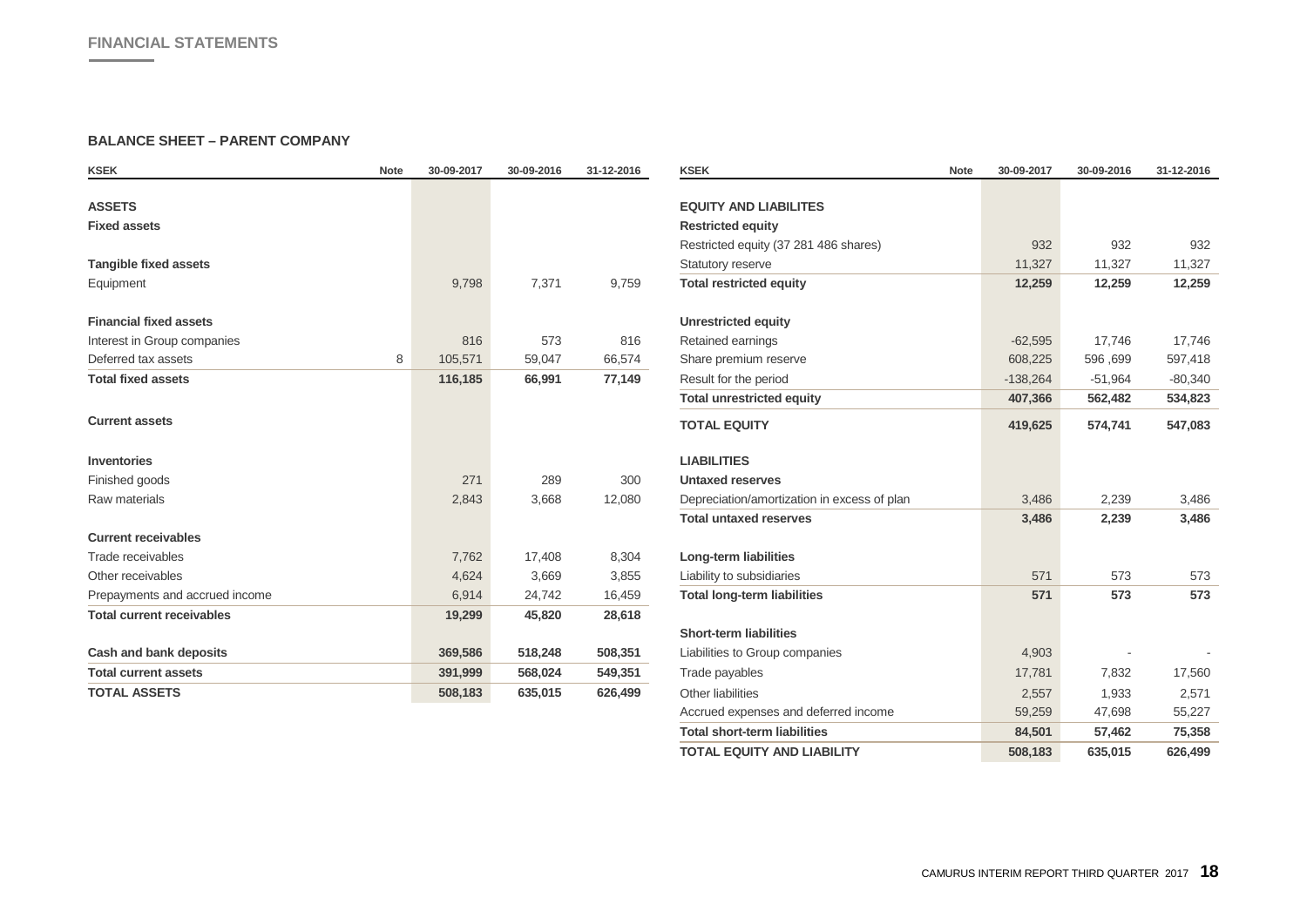## FINANCIAL STATEMENTS

### BALANCE SHEET – PARENT COMPANY

| KSEK | Note | 30-09-2017 | 30-09-2016 | 31-12-2016 |
|---|---|---|---|---|
| **ASSETS** | | | | |
| **Fixed assets** | | | | |
| | | | | |
| **Tangible fixed assets** | | | | |
| Equipment | | 9,798 | 7,371 | 9,759 |
| | | | | |
| **Financial fixed assets** | | | | |
| Interest in Group companies | | 816 | 573 | 816 |
| Deferred tax assets | 8 | 105,571 | 59,047 | 66,574 |
| **Total fixed assets** | | **116,185** | **66,991** | **77,149** |
| | | | | |
| **Current assets** | | | | |
| | | | | |
| **Inventories** | | | | |
| Finished goods | | 271 | 289 | 300 |
| Raw materials | | 2,843 | 3,668 | 12,080 |
| | | | | |
| **Current receivables** | | | | |
| Trade receivables | | 7,762 | 17,408 | 8,304 |
| Other receivables | | 4,624 | 3,669 | 3,855 |
| Prepayments and accrued income | | 6,914 | 24,742 | 16,459 |
| **Total current receivables** | | **19,299** | **45,820** | **28,618** |
| | | | | |
| **Cash and bank deposits** | | **369,586** | **518,248** | **508,351** |
| **Total current assets** | | **391,999** | **568,024** | **549,351** |
| **TOTAL ASSETS** | | **508,183** | **635,015** | **626,499** |

| KSEK | Note | 30-09-2017 | 30-09-2016 | 31-12-2016 |
|---|---|---|---|---|
| **EQUITY AND LIABILITES** | | | | |
| **Restricted equity** | | | | |
| Restricted equity (37 281 486 shares) | | 932 | 932 | 932 |
| Statutory reserve | | 11,327 | 11,327 | 11,327 |
| **Total restricted equity** | | **12,259** | **12,259** | **12,259** |
| | | | | |
| **Unrestricted equity** | | | | |
| Retained earnings | | -62,595 | 17,746 | 17,746 |
| Share premium reserve | | 608,225 | 596 ,699 | 597,418 |
| Result for the period | | -138,264 | -51,964 | -80,340 |
| **Total unrestricted equity** | | **407,366** | **562,482** | **534,823** |
| **TOTAL EQUITY** | | **419,625** | **574,741** | **547,083** |
| | | | | |
| **LIABILITIES** | | | | |
| **Untaxed reserves** | | | | |
| Depreciation/amortization in excess of plan | | 3,486 | 2,239 | 3,486 |
| **Total untaxed reserves** | | **3,486** | **2,239** | **3,486** |
| | | | | |
| **Long-term liabilities** | | | | |
| Liability to subsidiaries | | 571 | 573 | 573 |
| **Total long-term liabilities** | | **571** | **573** | **573** |
| | | | | |
| **Short-term liabilities** | | | | |
| Liabilities to Group companies | | 4,903 | - | - |
| Trade payables | | 17,781 | 7,832 | 17,560 |
| Other liabilities | | 2,557 | 1,933 | 2,571 |
| Accrued expenses and deferred income | | 59,259 | 47,698 | 55,227 |
| **Total short-term liabilities** | | **84,501** | **57,462** | **75,358** |
| **TOTAL EQUITY AND LIABILITY** | | **508,183** | **635,015** | **626,499** |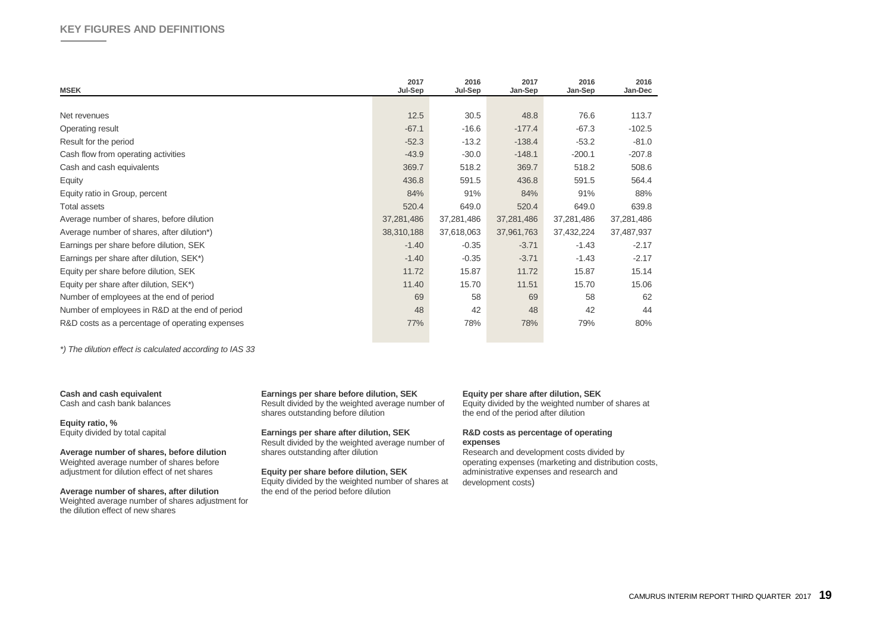## KEY FIGURES AND DEFINITIONS

| MSEK | 2017 Jul-Sep | 2016 Jul-Sep | 2017 Jan-Sep | 2016 Jan-Sep | 2016 Jan-Dec |
|---|---|---|---|---|---|
| Net revenues | 12.5 | 30.5 | 48.8 | 76.6 | 113.7 |
| Operating result | -67.1 | -16.6 | -177.4 | -67.3 | -102.5 |
| Result for the period | -52.3 | -13.2 | -138.4 | -53.2 | -81.0 |
| Cash flow from operating activities | -43.9 | -30.0 | -148.1 | -200.1 | -207.8 |
| Cash and cash equivalents | 369.7 | 518.2 | 369.7 | 518.2 | 508.6 |
| Equity | 436.8 | 591.5 | 436.8 | 591.5 | 564.4 |
| Equity ratio in Group, percent | 84% | 91% | 84% | 91% | 88% |
| Total assets | 520.4 | 649.0 | 520.4 | 649.0 | 639.8 |
| Average number of shares, before dilution | 37,281,486 | 37,281,486 | 37,281,486 | 37,281,486 | 37,281,486 |
| Average number of shares, after dilution*) | 38,310,188 | 37,618,063 | 37,961,763 | 37,432,224 | 37,487,937 |
| Earnings per share before dilution, SEK | -1.40 | -0.35 | -3.71 | -1.43 | -2.17 |
| Earnings per share after dilution, SEK*) | -1.40 | -0.35 | -3.71 | -1.43 | -2.17 |
| Equity per share before dilution, SEK | 11.72 | 15.87 | 11.72 | 15.87 | 15.14 |
| Equity per share after dilution, SEK*) | 11.40 | 15.70 | 11.51 | 15.70 | 15.06 |
| Number of employees at the end of period | 69 | 58 | 69 | 58 | 62 |
| Number of employees in R&D at the end of period | 48 | 42 | 48 | 42 | 44 |
| R&D costs as a percentage of operating expenses | 77% | 78% | 78% | 79% | 80% |

*\*) The dilution effect is calculated according to IAS 33*

**Cash and cash equivalent**
Cash and cash bank balances

**Equity ratio, %**
Equity divided by total capital

**Average number of shares, before dilution**
Weighted average number of shares before adjustment for dilution effect of net shares

**Average number of shares, after dilution**
Weighted average number of shares adjustment for the dilution effect of new shares

**Earnings per share before dilution, SEK**
Result divided by the weighted average number of shares outstanding before dilution

**Earnings per share after dilution, SEK**
Result divided by the weighted average number of shares outstanding after dilution

**Equity per share before dilution, SEK**
Equity divided by the weighted number of shares at the end of the period before dilution

**Equity per share after dilution, SEK**
Equity divided by the weighted number of shares at the end of the period after dilution

**R&D costs as percentage of operating expenses**
Research and development costs divided by operating expenses (marketing and distribution costs, administrative expenses and research and development costs)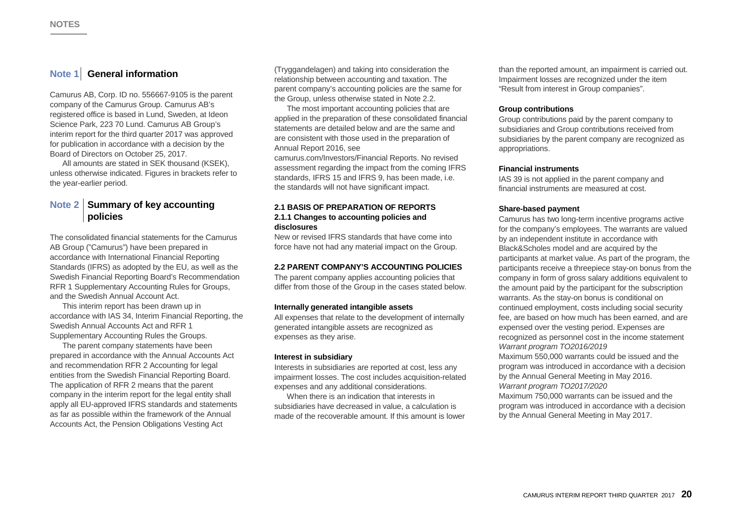## Note 1 General information

Camurus AB, Corp. ID no. 556667-9105 is the parent company of the Camurus Group. Camurus AB's registered office is based in Lund, Sweden, at Ideon Science Park, 223 70 Lund. Camurus AB Group's interim report for the third quarter 2017 was approved for publication in accordance with a decision by the Board of Directors on October 25, 2017.

All amounts are stated in SEK thousand (KSEK), unless otherwise indicated. Figures in brackets refer to the year-earlier period.

## Note 2 Summary of key accounting policies

The consolidated financial statements for the Camurus AB Group ("Camurus") have been prepared in accordance with International Financial Reporting Standards (IFRS) as adopted by the EU, as well as the Swedish Financial Reporting Board's Recommendation RFR 1 Supplementary Accounting Rules for Groups, and the Swedish Annual Account Act.

This interim report has been drawn up in accordance with IAS 34, Interim Financial Reporting, the Swedish Annual Accounts Act and RFR 1 Supplementary Accounting Rules the Groups.

The parent company statements have been prepared in accordance with the Annual Accounts Act and recommendation RFR 2 Accounting for legal entities from the Swedish Financial Reporting Board. The application of RFR 2 means that the parent company in the interim report for the legal entity shall apply all EU-approved IFRS standards and statements as far as possible within the framework of the Annual Accounts Act, the Pension Obligations Vesting Act (Tryggandelagen) and taking into consideration the relationship between accounting and taxation. The parent company's accounting policies are the same for the Group, unless otherwise stated in Note 2.2.

The most important accounting policies that are applied in the preparation of these consolidated financial statements are detailed below and are the same and are consistent with those used in the preparation of Annual Report 2016, see camurus.com/Investors/Financial Reports. No revised assessment regarding the impact from the coming IFRS standards, IFRS 15 and IFRS 9, has been made, i.e. the standards will not have significant impact.

### 2.1 BASIS OF PREPARATION OF REPORTS

#### 2.1.1 Changes to accounting policies and disclosures

New or revised IFRS standards that have come into force have not had any material impact on the Group.

### 2.2 PARENT COMPANY'S ACCOUNTING POLICIES

The parent company applies accounting policies that differ from those of the Group in the cases stated below.

#### Internally generated intangible assets

All expenses that relate to the development of internally generated intangible assets are recognized as expenses as they arise.

#### Interest in subsidiary

Interests in subsidiaries are reported at cost, less any impairment losses. The cost includes acquisition-related expenses and any additional considerations.

When there is an indication that interests in subsidiaries have decreased in value, a calculation is made of the recoverable amount. If this amount is lower than the reported amount, an impairment is carried out. Impairment losses are recognized under the item "Result from interest in Group companies".

#### Group contributions

Group contributions paid by the parent company to subsidiaries and Group contributions received from subsidiaries by the parent company are recognized as appropriations.

#### Financial instruments

IAS 39 is not applied in the parent company and financial instruments are measured at cost.

#### Share-based payment

Camurus has two long-term incentive programs active for the company's employees. The warrants are valued by an independent institute in accordance with Black&Scholes model and are acquired by the participants at market value. As part of the program, the participants receive a threepiece stay-on bonus from the company in form of gross salary additions equivalent to the amount paid by the participant for the subscription warrants. As the stay-on bonus is conditional on continued employment, costs including social security fee, are based on how much has been earned, and are expensed over the vesting period. Expenses are recognized as personnel cost in the income statement

*Warrant program TO2016/2019*

Maximum 550,000 warrants could be issued and the program was introduced in accordance with a decision by the Annual General Meeting in May 2016.

*Warrant program TO2017/2020*

Maximum 750,000 warrants can be issued and the program was introduced in accordance with a decision by the Annual General Meeting in May 2017.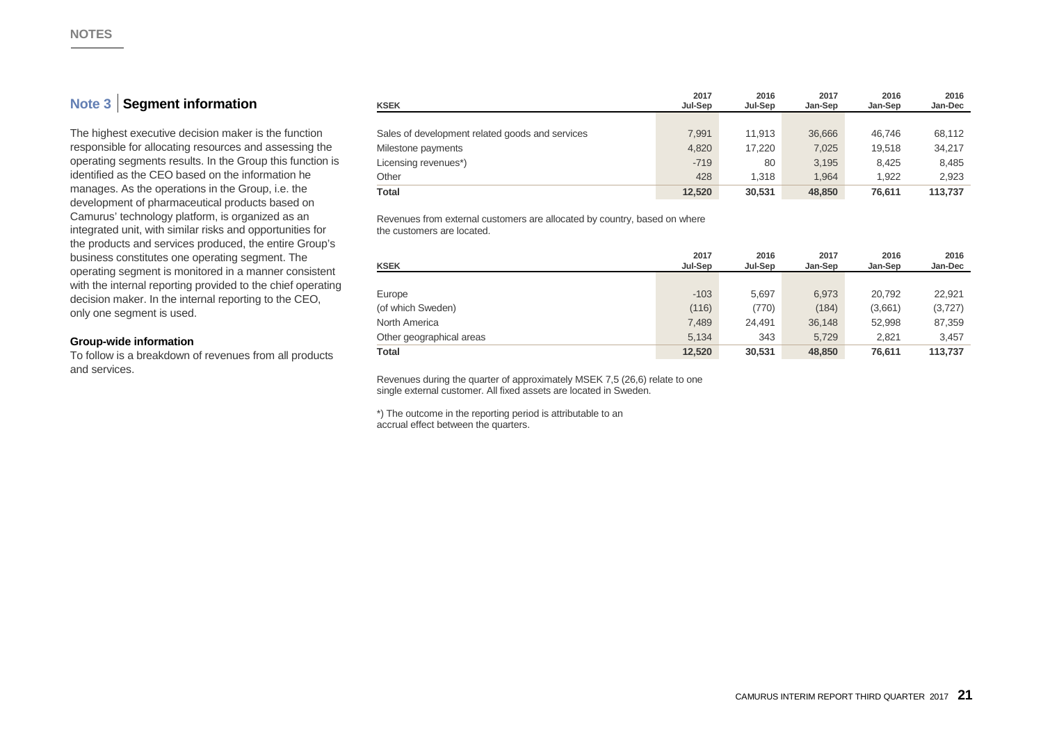NOTES

## Note 3 | Segment information

The highest executive decision maker is the function responsible for allocating resources and assessing the operating segments results. In the Group this function is identified as the CEO based on the information he manages. As the operations in the Group, i.e. the development of pharmaceutical products based on Camurus' technology platform, is organized as an integrated unit, with similar risks and opportunities for the products and services produced, the entire Group's business constitutes one operating segment. The operating segment is monitored in a manner consistent with the internal reporting provided to the chief operating decision maker. In the internal reporting to the CEO, only one segment is used.

**Group-wide information**

To follow is a breakdown of revenues from all products and services.

| KSEK | 2017 Jul-Sep | 2016 Jul-Sep | 2017 Jan-Sep | 2016 Jan-Sep | 2016 Jan-Dec |
|---|---|---|---|---|---|
| Sales of development related goods and services | 7,991 | 11,913 | 36,666 | 46,746 | 68,112 |
| Milestone payments | 4,820 | 17,220 | 7,025 | 19,518 | 34,217 |
| Licensing revenues*) | -719 | 80 | 3,195 | 8,425 | 8,485 |
| Other | 428 | 1,318 | 1,964 | 1,922 | 2,923 |
| **Total** | **12,520** | **30,531** | **48,850** | **76,611** | **113,737** |

Revenues from external customers are allocated by country, based on where the customers are located.

| KSEK | 2017 Jul-Sep | 2016 Jul-Sep | 2017 Jan-Sep | 2016 Jan-Sep | 2016 Jan-Dec |
|---|---|---|---|---|---|
| Europe | -103 | 5,697 | 6,973 | 20,792 | 22,921 |
| (of which Sweden) | (116) | (770) | (184) | (3,661) | (3,727) |
| North America | 7,489 | 24,491 | 36,148 | 52,998 | 87,359 |
| Other geographical areas | 5,134 | 343 | 5,729 | 2,821 | 3,457 |
| **Total** | **12,520** | **30,531** | **48,850** | **76,611** | **113,737** |

Revenues during the quarter of approximately MSEK 7,5 (26,6) relate to one single external customer. All fixed assets are located in Sweden.

*) The outcome in the reporting period is attributable to an accrual effect between the quarters.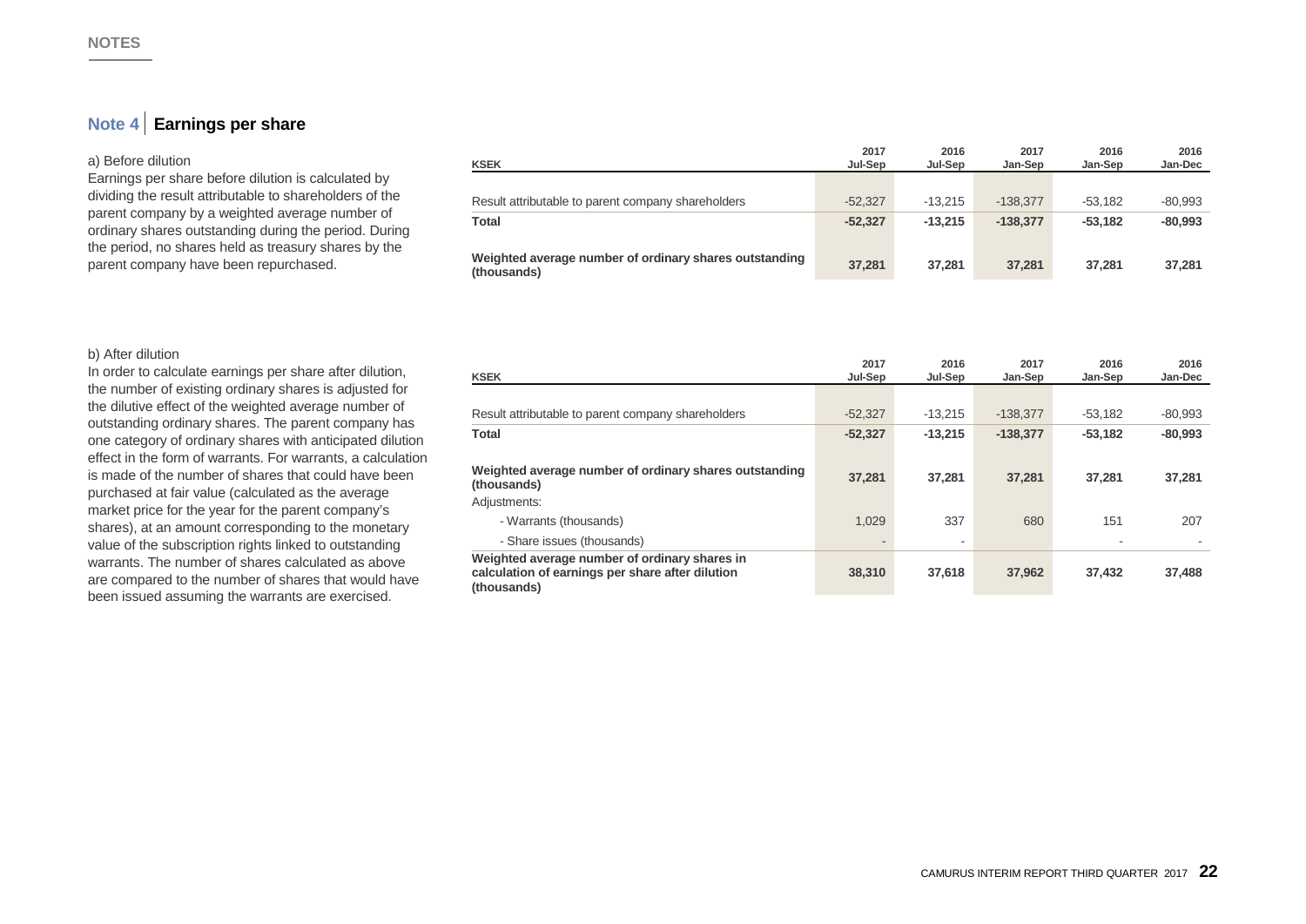## Note 4 | Earnings per share

a) Before dilution

Earnings per share before dilution is calculated by dividing the result attributable to shareholders of the parent company by a weighted average number of ordinary shares outstanding during the period. During the period, no shares held as treasury shares by the parent company have been repurchased.

| KSEK | 2017 Jul-Sep | 2016 Jul-Sep | 2017 Jan-Sep | 2016 Jan-Sep | 2016 Jan-Dec |
|---|---|---|---|---|---|
| Result attributable to parent company shareholders | -52,327 | -13,215 | -138,377 | -53,182 | -80,993 |
| **Total** | **-52,327** | **-13,215** | **-138,377** | **-53,182** | **-80,993** |
| **Weighted average number of ordinary shares outstanding (thousands)** | **37,281** | **37,281** | **37,281** | **37,281** | **37,281** |

b) After dilution

In order to calculate earnings per share after dilution, the number of existing ordinary shares is adjusted for the dilutive effect of the weighted average number of outstanding ordinary shares. The parent company has one category of ordinary shares with anticipated dilution effect in the form of warrants. For warrants, a calculation is made of the number of shares that could have been purchased at fair value (calculated as the average market price for the year for the parent company's shares), at an amount corresponding to the monetary value of the subscription rights linked to outstanding warrants. The number of shares calculated as above are compared to the number of shares that would have been issued assuming the warrants are exercised.

| KSEK | 2017 Jul-Sep | 2016 Jul-Sep | 2017 Jan-Sep | 2016 Jan-Sep | 2016 Jan-Dec |
|---|---|---|---|---|---|
| Result attributable to parent company shareholders | -52,327 | -13,215 | -138,377 | -53,182 | -80,993 |
| **Total** | **-52,327** | **-13,215** | **-138,377** | **-53,182** | **-80,993** |
| **Weighted average number of ordinary shares outstanding (thousands)** | **37,281** | **37,281** | **37,281** | **37,281** | **37,281** |
| Adjustments: | | | | | |
| - Warrants (thousands) | 1,029 | 337 | 680 | 151 | 207 |
| - Share issues (thousands) | - | - | | - | - |
| **Weighted average number of ordinary shares in calculation of earnings per share after dilution (thousands)** | **38,310** | **37,618** | **37,962** | **37,432** | **37,488** |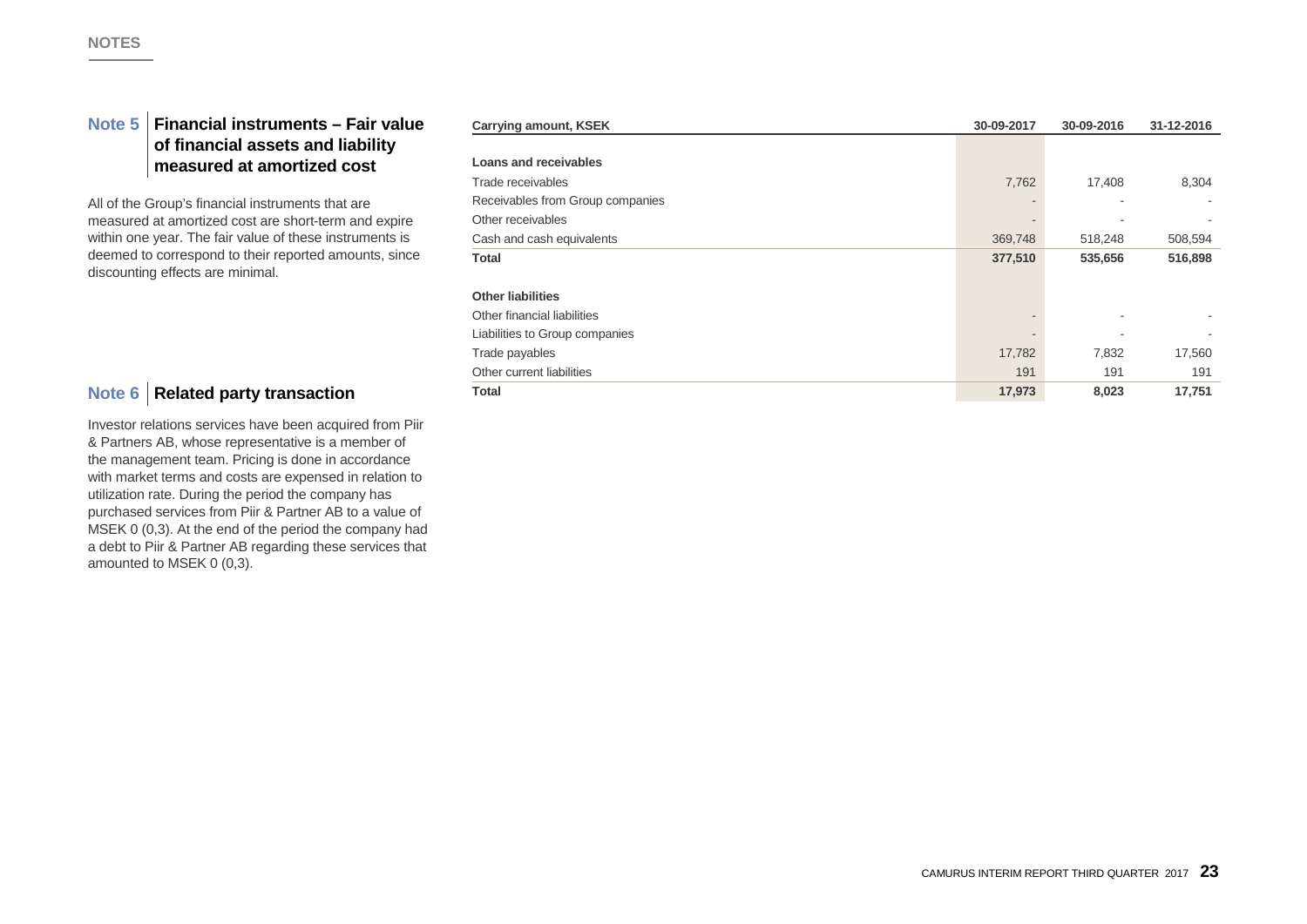NOTES

## Note 5 Financial instruments – Fair value of financial assets and liability measured at amortized cost

All of the Group's financial instruments that are measured at amortized cost are short-term and expire within one year. The fair value of these instruments is deemed to correspond to their reported amounts, since discounting effects are minimal.

| Carrying amount, KSEK | 30-09-2017 | 30-09-2016 | 31-12-2016 |
|---|---|---|---|
| **Loans and receivables** | | | |
| Trade receivables | 7,762 | 17,408 | 8,304 |
| Receivables from Group companies | - | - | - |
| Other receivables | - | - | - |
| Cash and cash equivalents | 369,748 | 518,248 | 508,594 |
| **Total** | **377,510** | **535,656** | **516,898** |
| | | | |
| **Other liabilities** | | | |
| Other financial liabilities | - | - | - |
| Liabilities to Group companies | - | - | - |
| Trade payables | 17,782 | 7,832 | 17,560 |
| Other current liabilities | 191 | 191 | 191 |
| **Total** | **17,973** | **8,023** | **17,751** |

## Note 6 Related party transaction

Investor relations services have been acquired from Piir & Partners AB, whose representative is a member of the management team. Pricing is done in accordance with market terms and costs are expensed in relation to utilization rate. During the period the company has purchased services from Piir & Partner AB to a value of MSEK 0 (0,3). At the end of the period the company had a debt to Piir & Partner AB regarding these services that amounted to MSEK 0 (0,3).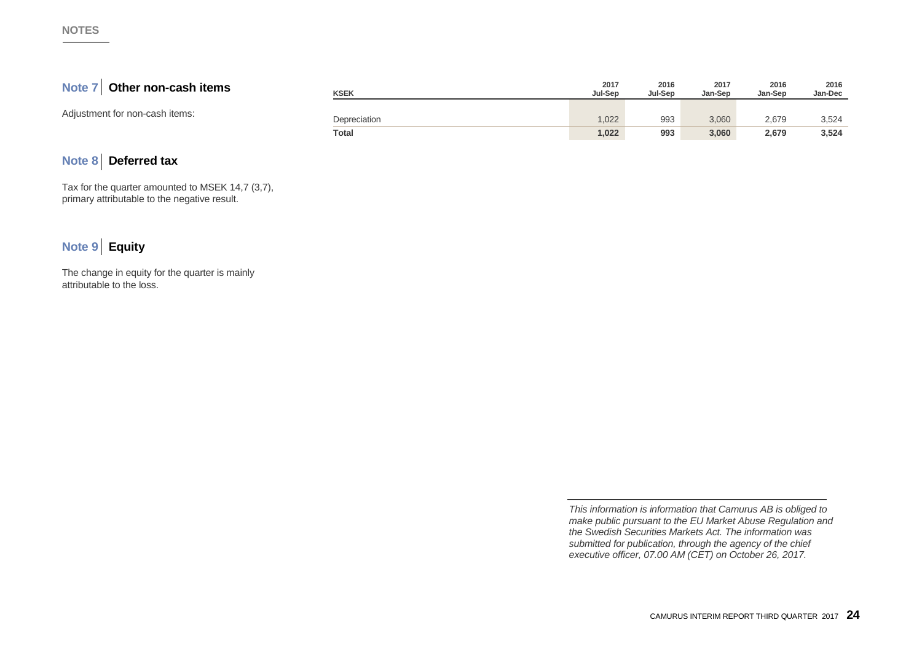## NOTES

### Note 7 | Other non-cash items

Adjustment for non-cash items:

| KSEK | 2017 Jul-Sep | 2016 Jul-Sep | 2017 Jan-Sep | 2016 Jan-Sep | 2016 Jan-Dec |
|---|---|---|---|---|---|
| Depreciation | 1,022 | 993 | 3,060 | 2,679 | 3,524 |
| **Total** | **1,022** | **993** | **3,060** | **2,679** | **3,524** |

### Note 8 | Deferred tax

Tax for the quarter amounted to MSEK 14,7 (3,7), primary attributable to the negative result.

### Note 9 | Equity

The change in equity for the quarter is mainly attributable to the loss.

*This information is information that Camurus AB is obliged to make public pursuant to the EU Market Abuse Regulation and the Swedish Securities Markets Act. The information was submitted for publication, through the agency of the chief executive officer, 07.00 AM (CET) on October 26, 2017.*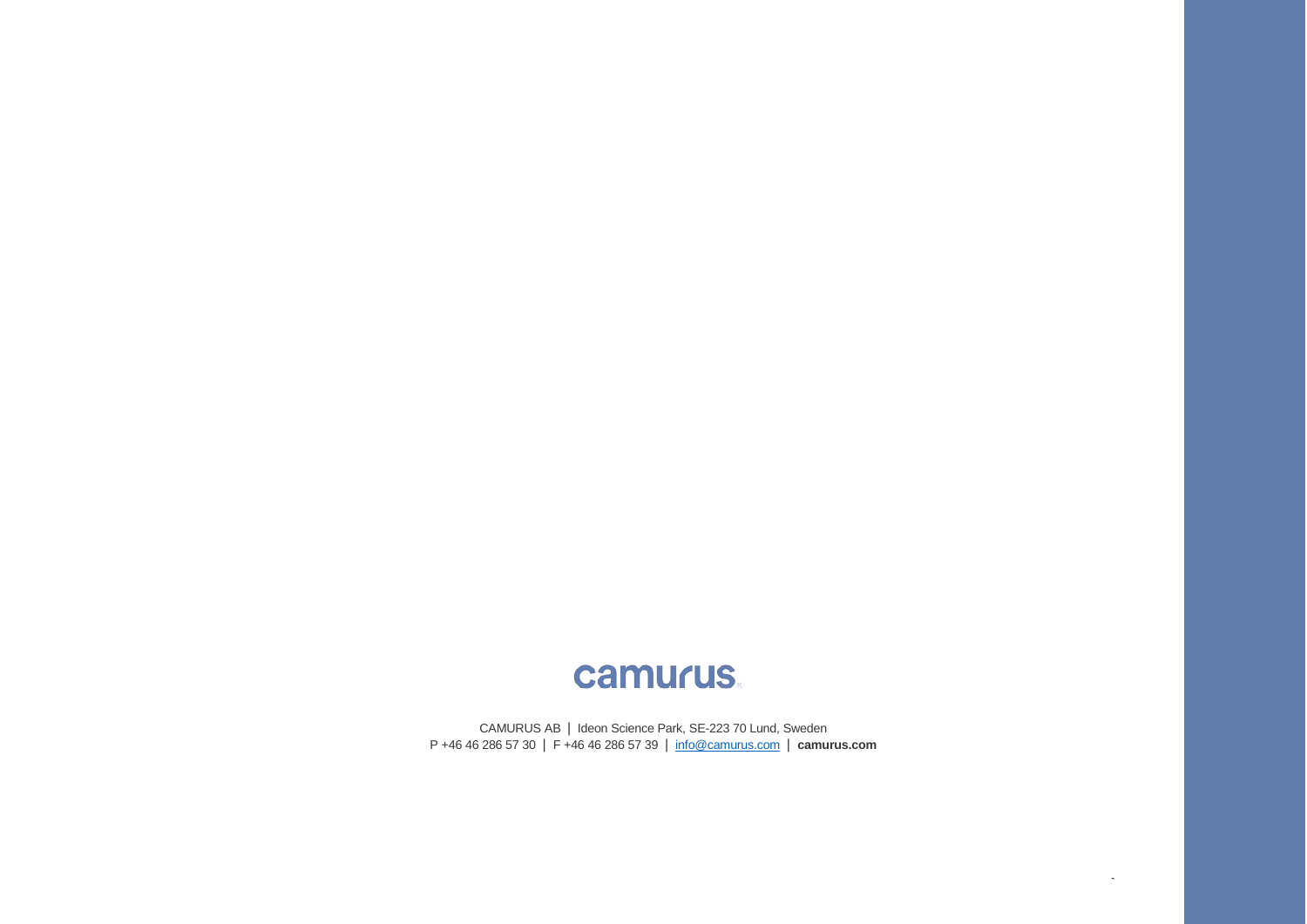camurus

CAMURUS AB | Ideon Science Park, SE-223 70 Lund, Sweden
P +46 46 286 57 30 | F +46 46 286 57 39 | info@camurus.com | **camurus.com**